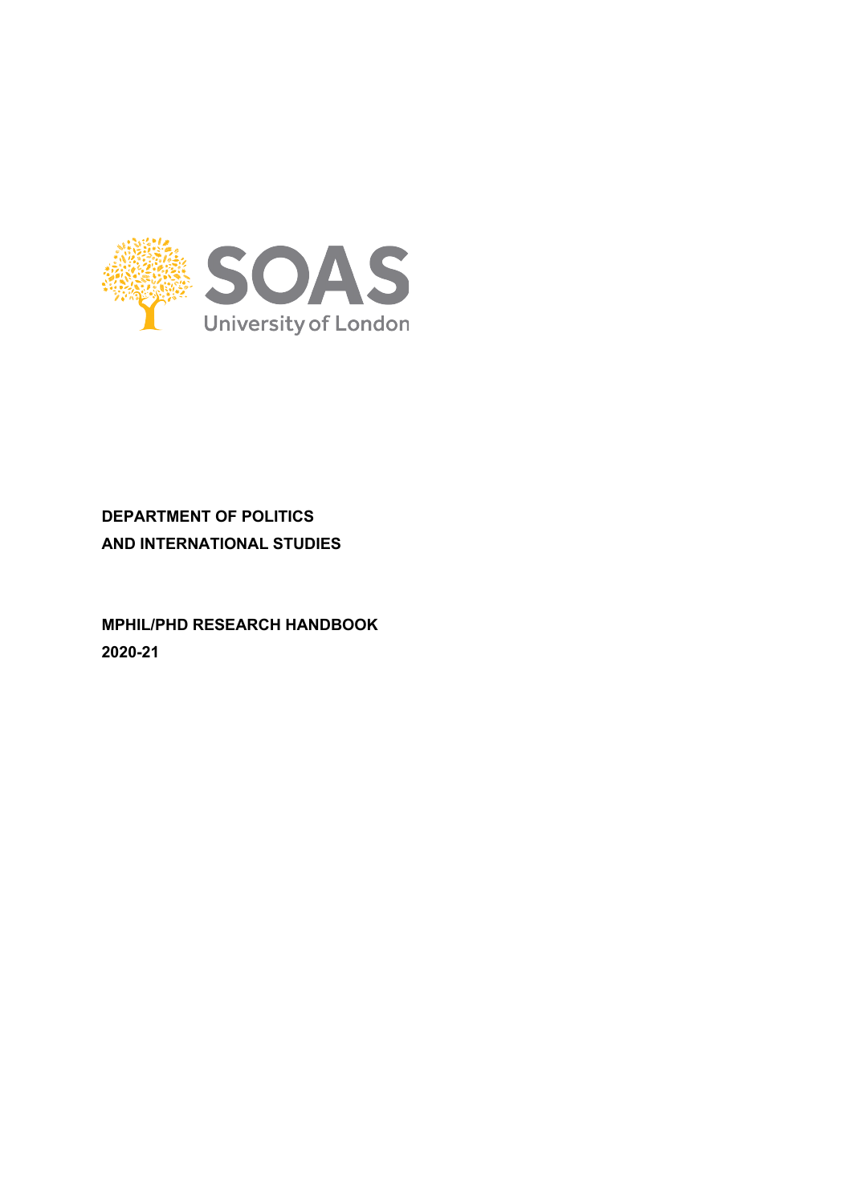SOAS University of London

**DEPARTMENT OF POLITICS AND INTERNATIONAL STUDIES**

**MPHIL/PHD RESEARCH HANDBOOK 2020-21**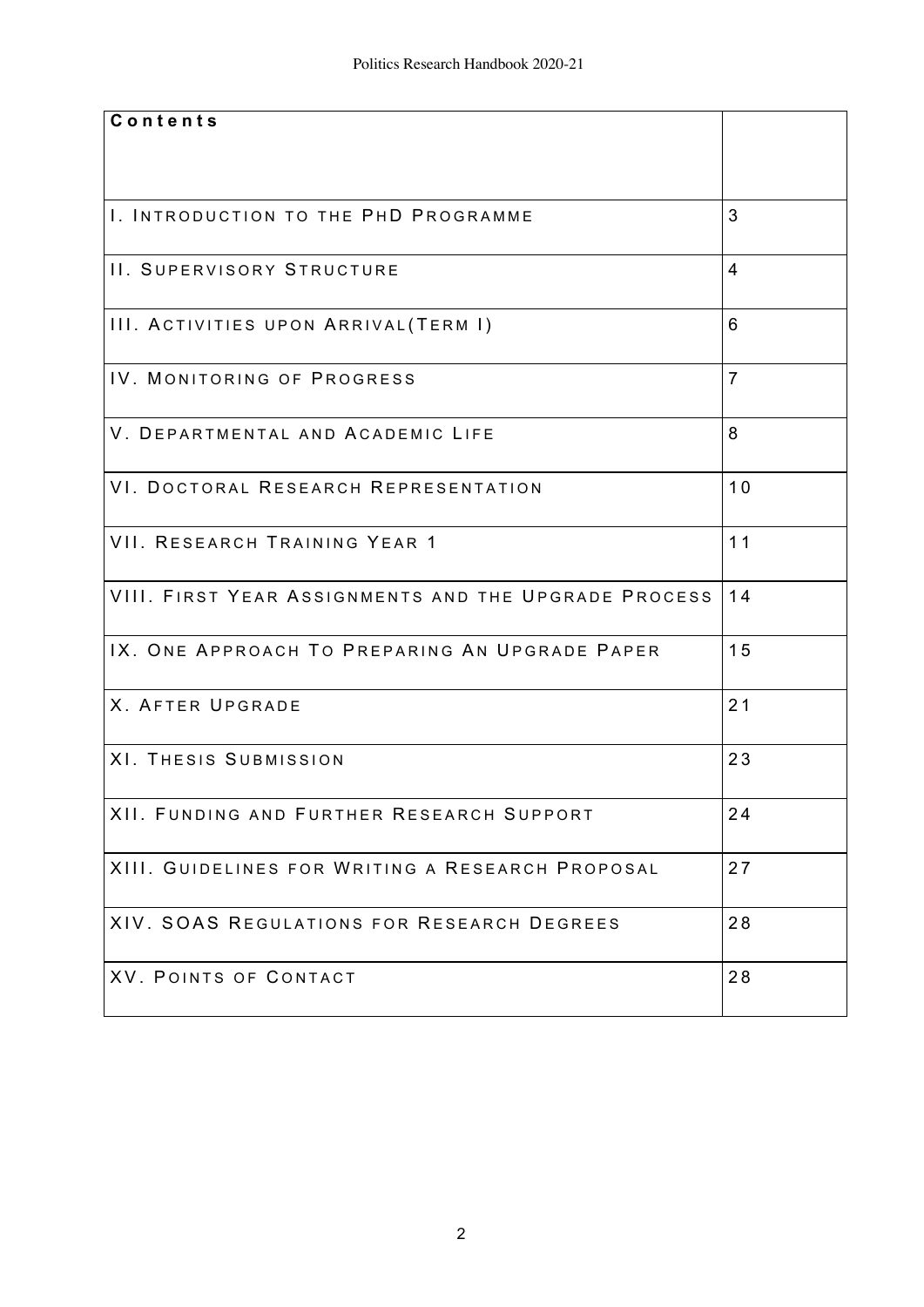| Contents | |
|---|---|
| I. Introduction to the PhD Programme | 3 |
| II. Supervisory Structure | 4 |
| III. Activities upon Arrival(Term I) | 6 |
| IV. Monitoring of Progress | 7 |
| V. Departmental and Academic Life | 8 |
| VI. Doctoral Research Representation | 10 |
| VII. Research Training Year 1 | 11 |
| VIII. First Year Assignments and the Upgrade Process | 14 |
| IX. One Approach To Preparing An Upgrade Paper | 15 |
| X. After Upgrade | 21 |
| XI. Thesis Submission | 23 |
| XII. Funding and Further Research Support | 24 |
| XIII. Guidelines for Writing a Research Proposal | 27 |
| XIV. SOAS Regulations for Research Degrees | 28 |
| XV. Points of Contact | 28 |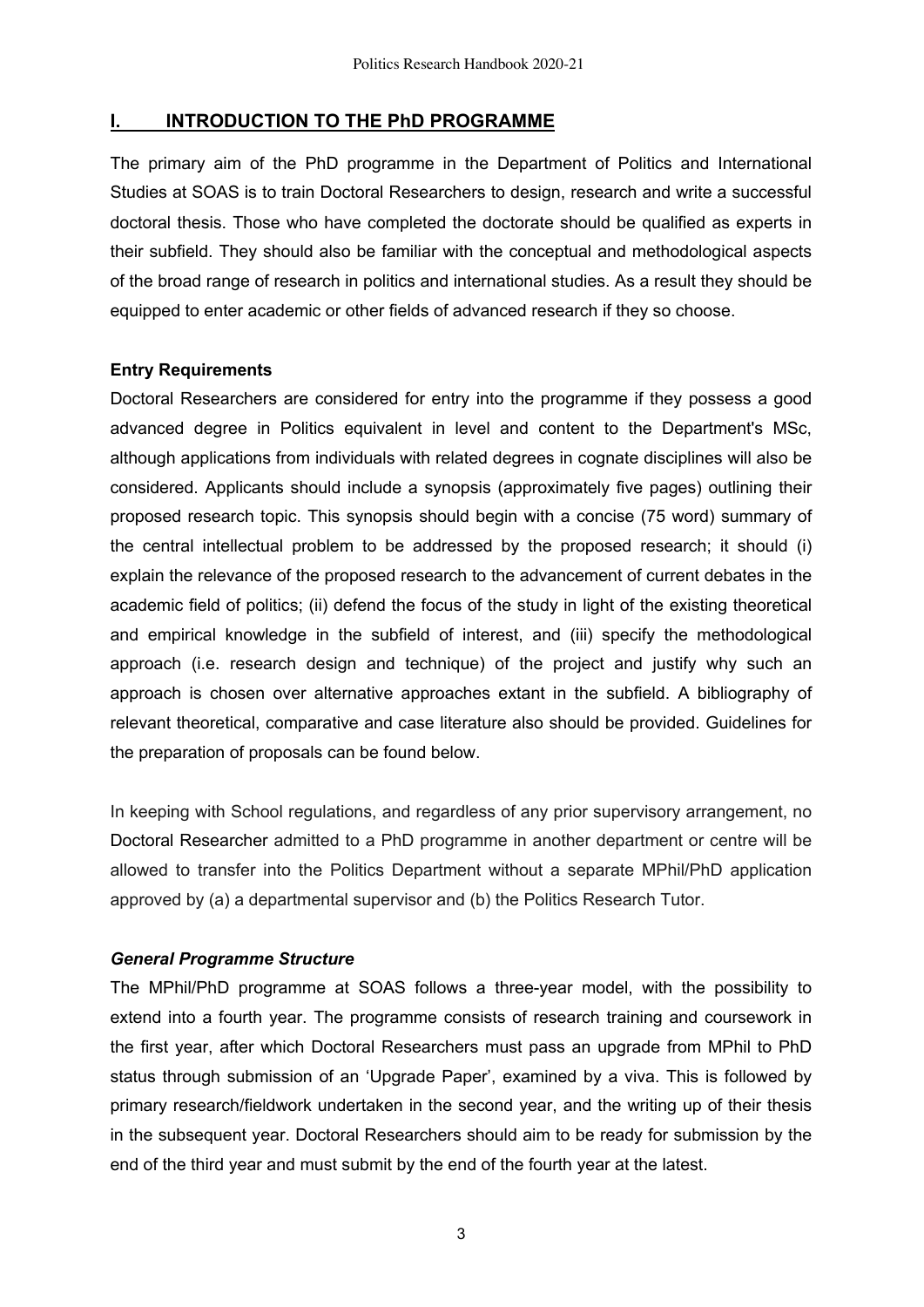## I. INTRODUCTION TO THE PhD PROGRAMME

The primary aim of the PhD programme in the Department of Politics and International Studies at SOAS is to train Doctoral Researchers to design, research and write a successful doctoral thesis. Those who have completed the doctorate should be qualified as experts in their subfield. They should also be familiar with the conceptual and methodological aspects of the broad range of research in politics and international studies. As a result they should be equipped to enter academic or other fields of advanced research if they so choose.

**Entry Requirements**

Doctoral Researchers are considered for entry into the programme if they possess a good advanced degree in Politics equivalent in level and content to the Department's MSc, although applications from individuals with related degrees in cognate disciplines will also be considered. Applicants should include a synopsis (approximately five pages) outlining their proposed research topic. This synopsis should begin with a concise (75 word) summary of the central intellectual problem to be addressed by the proposed research; it should (i) explain the relevance of the proposed research to the advancement of current debates in the academic field of politics; (ii) defend the focus of the study in light of the existing theoretical and empirical knowledge in the subfield of interest, and (iii) specify the methodological approach (i.e. research design and technique) of the project and justify why such an approach is chosen over alternative approaches extant in the subfield. A bibliography of relevant theoretical, comparative and case literature also should be provided. Guidelines for the preparation of proposals can be found below.

In keeping with School regulations, and regardless of any prior supervisory arrangement, no Doctoral Researcher admitted to a PhD programme in another department or centre will be allowed to transfer into the Politics Department without a separate MPhil/PhD application approved by (a) a departmental supervisor and (b) the Politics Research Tutor.

***General Programme Structure***

The MPhil/PhD programme at SOAS follows a three-year model, with the possibility to extend into a fourth year. The programme consists of research training and coursework in the first year, after which Doctoral Researchers must pass an upgrade from MPhil to PhD status through submission of an 'Upgrade Paper', examined by a viva. This is followed by primary research/fieldwork undertaken in the second year, and the writing up of their thesis in the subsequent year. Doctoral Researchers should aim to be ready for submission by the end of the third year and must submit by the end of the fourth year at the latest.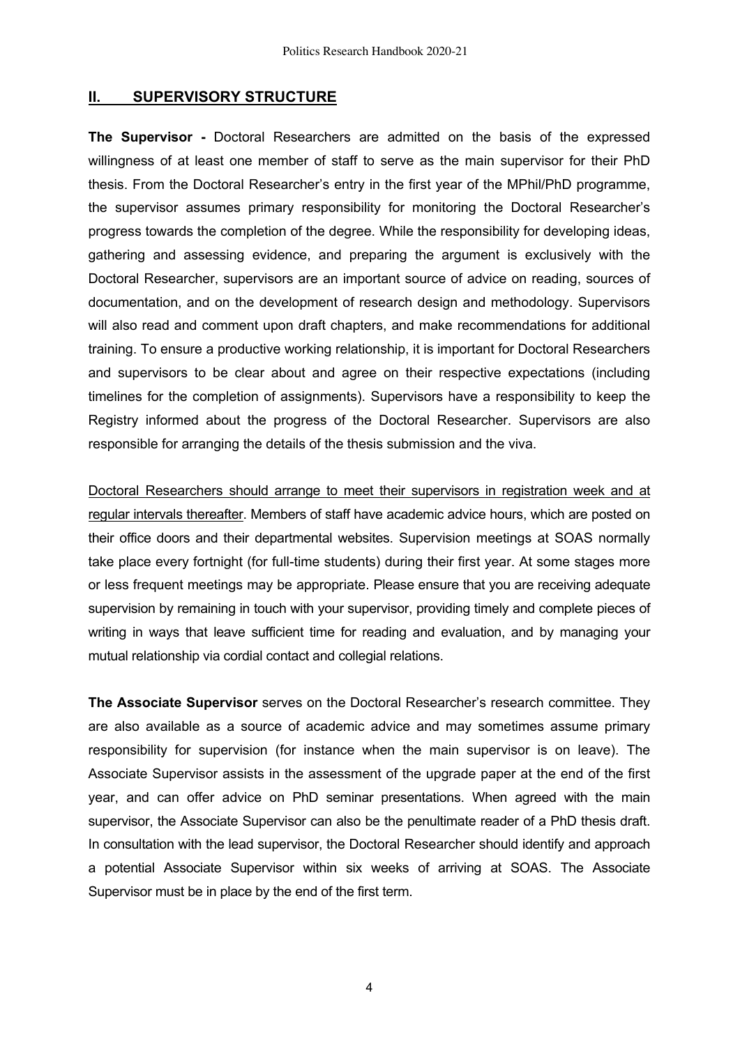## II. SUPERVISORY STRUCTURE

**The Supervisor -** Doctoral Researchers are admitted on the basis of the expressed willingness of at least one member of staff to serve as the main supervisor for their PhD thesis. From the Doctoral Researcher's entry in the first year of the MPhil/PhD programme, the supervisor assumes primary responsibility for monitoring the Doctoral Researcher's progress towards the completion of the degree. While the responsibility for developing ideas, gathering and assessing evidence, and preparing the argument is exclusively with the Doctoral Researcher, supervisors are an important source of advice on reading, sources of documentation, and on the development of research design and methodology. Supervisors will also read and comment upon draft chapters, and make recommendations for additional training. To ensure a productive working relationship, it is important for Doctoral Researchers and supervisors to be clear about and agree on their respective expectations (including timelines for the completion of assignments). Supervisors have a responsibility to keep the Registry informed about the progress of the Doctoral Researcher. Supervisors are also responsible for arranging the details of the thesis submission and the viva.

<u>Doctoral Researchers should arrange to meet their supervisors in registration week and at regular intervals thereafter</u>. Members of staff have academic advice hours, which are posted on their office doors and their departmental websites. Supervision meetings at SOAS normally take place every fortnight (for full-time students) during their first year. At some stages more or less frequent meetings may be appropriate. Please ensure that you are receiving adequate supervision by remaining in touch with your supervisor, providing timely and complete pieces of writing in ways that leave sufficient time for reading and evaluation, and by managing your mutual relationship via cordial contact and collegial relations.

**The Associate Supervisor** serves on the Doctoral Researcher's research committee. They are also available as a source of academic advice and may sometimes assume primary responsibility for supervision (for instance when the main supervisor is on leave). The Associate Supervisor assists in the assessment of the upgrade paper at the end of the first year, and can offer advice on PhD seminar presentations. When agreed with the main supervisor, the Associate Supervisor can also be the penultimate reader of a PhD thesis draft. In consultation with the lead supervisor, the Doctoral Researcher should identify and approach a potential Associate Supervisor within six weeks of arriving at SOAS. The Associate Supervisor must be in place by the end of the first term.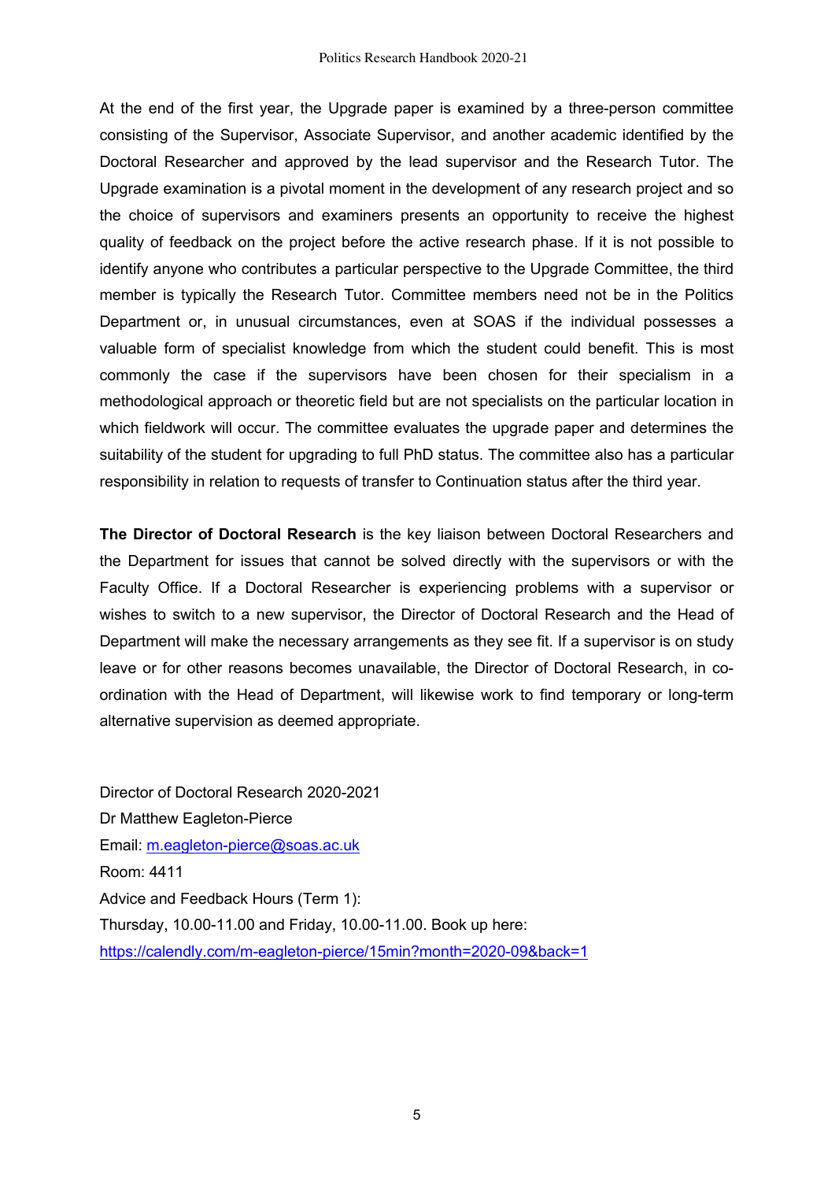At the end of the first year, the Upgrade paper is examined by a three-person committee consisting of the Supervisor, Associate Supervisor, and another academic identified by the Doctoral Researcher and approved by the lead supervisor and the Research Tutor. The Upgrade examination is a pivotal moment in the development of any research project and so the choice of supervisors and examiners presents an opportunity to receive the highest quality of feedback on the project before the active research phase. If it is not possible to identify anyone who contributes a particular perspective to the Upgrade Committee, the third member is typically the Research Tutor. Committee members need not be in the Politics Department or, in unusual circumstances, even at SOAS if the individual possesses a valuable form of specialist knowledge from which the student could benefit. This is most commonly the case if the supervisors have been chosen for their specialism in a methodological approach or theoretic field but are not specialists on the particular location in which fieldwork will occur. The committee evaluates the upgrade paper and determines the suitability of the student for upgrading to full PhD status. The committee also has a particular responsibility in relation to requests of transfer to Continuation status after the third year.

**The Director of Doctoral Research** is the key liaison between Doctoral Researchers and the Department for issues that cannot be solved directly with the supervisors or with the Faculty Office. If a Doctoral Researcher is experiencing problems with a supervisor or wishes to switch to a new supervisor, the Director of Doctoral Research and the Head of Department will make the necessary arrangements as they see fit. If a supervisor is on study leave or for other reasons becomes unavailable, the Director of Doctoral Research, in co-ordination with the Head of Department, will likewise work to find temporary or long-term alternative supervision as deemed appropriate.

Director of Doctoral Research 2020-2021
Dr Matthew Eagleton-Pierce
Email: m.eagleton-pierce@soas.ac.uk
Room: 4411
Advice and Feedback Hours (Term 1):
Thursday, 10.00-11.00 and Friday, 10.00-11.00. Book up here:
https://calendly.com/m-eagleton-pierce/15min?month=2020-09&back=1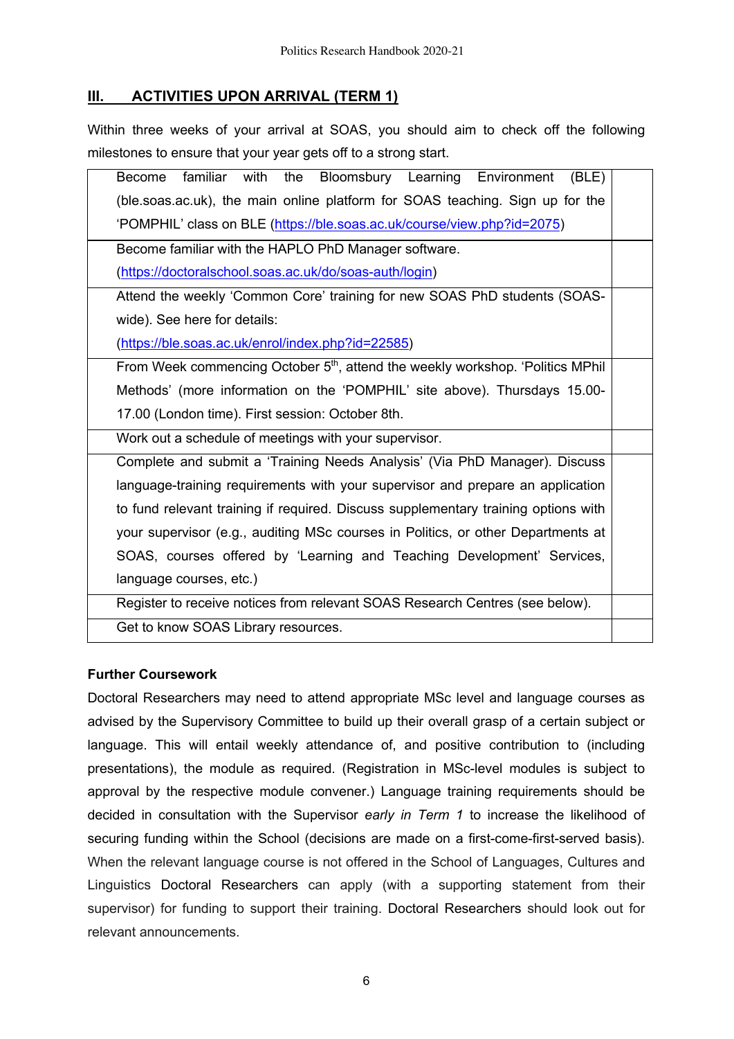## III. ACTIVITIES UPON ARRIVAL (TERM 1)

Within three weeks of your arrival at SOAS, you should aim to check off the following milestones to ensure that your year gets off to a strong start.

| | |
|---|---|
| Become familiar with the Bloomsbury Learning Environment (BLE) (ble.soas.ac.uk), the main online platform for SOAS teaching. Sign up for the 'POMPHIL' class on BLE (https://ble.soas.ac.uk/course/view.php?id=2075) | |
| Become familiar with the HAPLO PhD Manager software. (https://doctoralschool.soas.ac.uk/do/soas-auth/login) | |
| Attend the weekly 'Common Core' training for new SOAS PhD students (SOAS-wide). See here for details: (https://ble.soas.ac.uk/enrol/index.php?id=22585) | |
| From Week commencing October 5th, attend the weekly workshop. 'Politics MPhil Methods' (more information on the 'POMPHIL' site above). Thursdays 15.00-17.00 (London time). First session: October 8th. | |
| Work out a schedule of meetings with your supervisor. | |
| Complete and submit a 'Training Needs Analysis' (Via PhD Manager). Discuss language-training requirements with your supervisor and prepare an application to fund relevant training if required. Discuss supplementary training options with your supervisor (e.g., auditing MSc courses in Politics, or other Departments at SOAS, courses offered by 'Learning and Teaching Development' Services, language courses, etc.) | |
| Register to receive notices from relevant SOAS Research Centres (see below). | |
| Get to know SOAS Library resources. | |

**Further Coursework**

Doctoral Researchers may need to attend appropriate MSc level and language courses as advised by the Supervisory Committee to build up their overall grasp of a certain subject or language. This will entail weekly attendance of, and positive contribution to (including presentations), the module as required. (Registration in MSc-level modules is subject to approval by the respective module convener.) Language training requirements should be decided in consultation with the Supervisor *early in Term 1* to increase the likelihood of securing funding within the School (decisions are made on a first-come-first-served basis). When the relevant language course is not offered in the School of Languages, Cultures and Linguistics Doctoral Researchers can apply (with a supporting statement from their supervisor) for funding to support their training. Doctoral Researchers should look out for relevant announcements.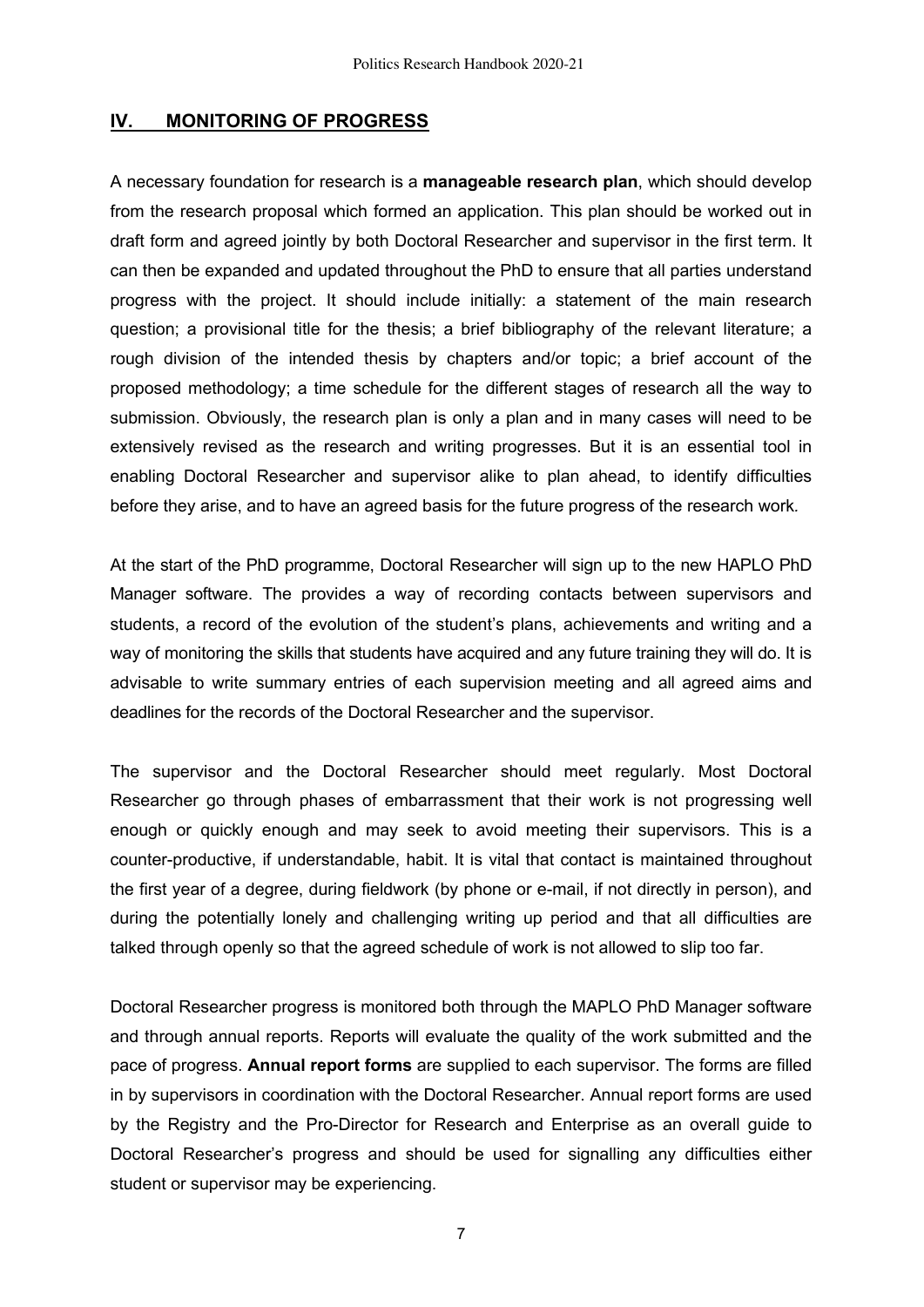## IV. MONITORING OF PROGRESS

A necessary foundation for research is a **manageable research plan**, which should develop from the research proposal which formed an application. This plan should be worked out in draft form and agreed jointly by both Doctoral Researcher and supervisor in the first term. It can then be expanded and updated throughout the PhD to ensure that all parties understand progress with the project. It should include initially: a statement of the main research question; a provisional title for the thesis; a brief bibliography of the relevant literature; a rough division of the intended thesis by chapters and/or topic; a brief account of the proposed methodology; a time schedule for the different stages of research all the way to submission. Obviously, the research plan is only a plan and in many cases will need to be extensively revised as the research and writing progresses. But it is an essential tool in enabling Doctoral Researcher and supervisor alike to plan ahead, to identify difficulties before they arise, and to have an agreed basis for the future progress of the research work.

At the start of the PhD programme, Doctoral Researcher will sign up to the new HAPLO PhD Manager software. The provides a way of recording contacts between supervisors and students, a record of the evolution of the student's plans, achievements and writing and a way of monitoring the skills that students have acquired and any future training they will do. It is advisable to write summary entries of each supervision meeting and all agreed aims and deadlines for the records of the Doctoral Researcher and the supervisor.

The supervisor and the Doctoral Researcher should meet regularly. Most Doctoral Researcher go through phases of embarrassment that their work is not progressing well enough or quickly enough and may seek to avoid meeting their supervisors. This is a counter-productive, if understandable, habit. It is vital that contact is maintained throughout the first year of a degree, during fieldwork (by phone or e-mail, if not directly in person), and during the potentially lonely and challenging writing up period and that all difficulties are talked through openly so that the agreed schedule of work is not allowed to slip too far.

Doctoral Researcher progress is monitored both through the MAPLO PhD Manager software and through annual reports. Reports will evaluate the quality of the work submitted and the pace of progress. **Annual report forms** are supplied to each supervisor. The forms are filled in by supervisors in coordination with the Doctoral Researcher. Annual report forms are used by the Registry and the Pro-Director for Research and Enterprise as an overall guide to Doctoral Researcher's progress and should be used for signalling any difficulties either student or supervisor may be experiencing.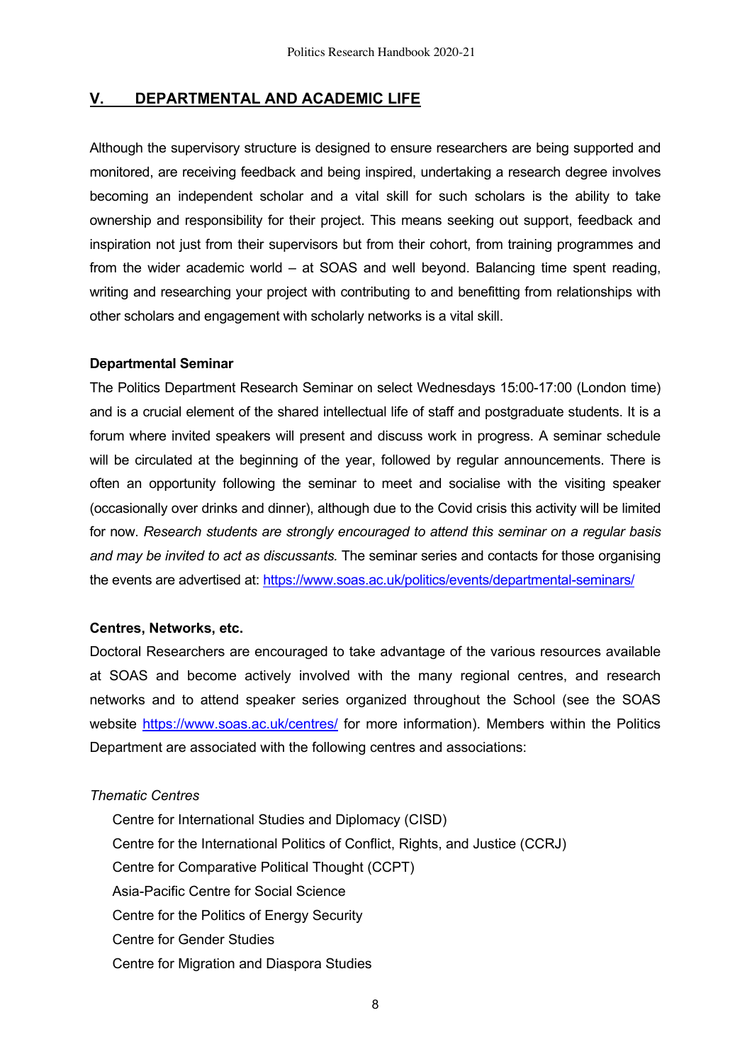## V. DEPARTMENTAL AND ACADEMIC LIFE

Although the supervisory structure is designed to ensure researchers are being supported and monitored, are receiving feedback and being inspired, undertaking a research degree involves becoming an independent scholar and a vital skill for such scholars is the ability to take ownership and responsibility for their project. This means seeking out support, feedback and inspiration not just from their supervisors but from their cohort, from training programmes and from the wider academic world – at SOAS and well beyond. Balancing time spent reading, writing and researching your project with contributing to and benefitting from relationships with other scholars and engagement with scholarly networks is a vital skill.

**Departmental Seminar**

The Politics Department Research Seminar on select Wednesdays 15:00-17:00 (London time) and is a crucial element of the shared intellectual life of staff and postgraduate students. It is a forum where invited speakers will present and discuss work in progress. A seminar schedule will be circulated at the beginning of the year, followed by regular announcements. There is often an opportunity following the seminar to meet and socialise with the visiting speaker (occasionally over drinks and dinner), although due to the Covid crisis this activity will be limited for now. *Research students are strongly encouraged to attend this seminar on a regular basis and may be invited to act as discussants.* The seminar series and contacts for those organising the events are advertised at: https://www.soas.ac.uk/politics/events/departmental-seminars/

**Centres, Networks, etc.**

Doctoral Researchers are encouraged to take advantage of the various resources available at SOAS and become actively involved with the many regional centres, and research networks and to attend speaker series organized throughout the School (see the SOAS website https://www.soas.ac.uk/centres/ for more information). Members within the Politics Department are associated with the following centres and associations:

*Thematic Centres*

- Centre for International Studies and Diplomacy (CISD)
- Centre for the International Politics of Conflict, Rights, and Justice (CCRJ)
- Centre for Comparative Political Thought (CCPT)
- Asia-Pacific Centre for Social Science
- Centre for the Politics of Energy Security
- Centre for Gender Studies
- Centre for Migration and Diaspora Studies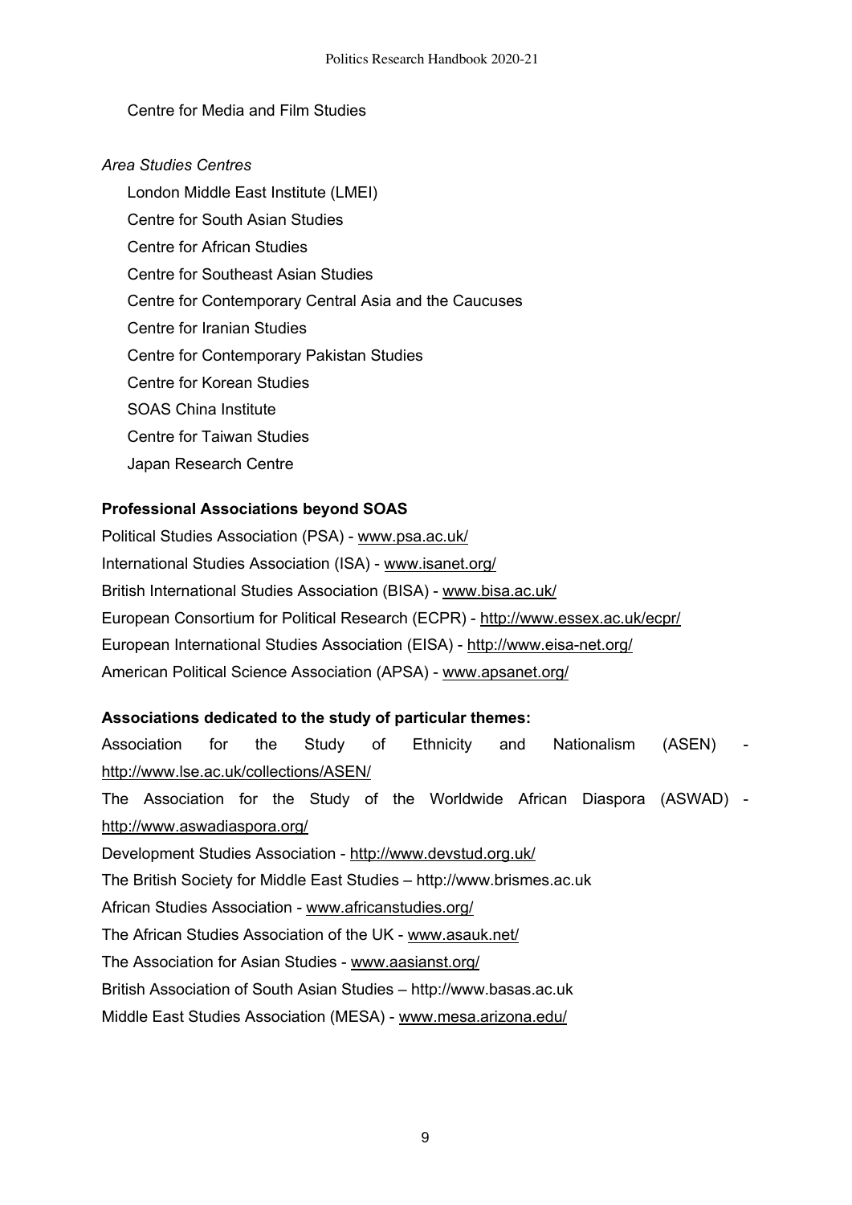Centre for Media and Film Studies

*Area Studies Centres*

London Middle East Institute (LMEI)

Centre for South Asian Studies

Centre for African Studies

Centre for Southeast Asian Studies

Centre for Contemporary Central Asia and the Caucuses

Centre for Iranian Studies

Centre for Contemporary Pakistan Studies

Centre for Korean Studies

SOAS China Institute

Centre for Taiwan Studies

Japan Research Centre

**Professional Associations beyond SOAS**

Political Studies Association (PSA) - www.psa.ac.uk/

International Studies Association (ISA) - www.isanet.org/

British International Studies Association (BISA) - www.bisa.ac.uk/

European Consortium for Political Research (ECPR) - http://www.essex.ac.uk/ecpr/

European International Studies Association (EISA) - http://www.eisa-net.org/

American Political Science Association (APSA) - www.apsanet.org/

**Associations dedicated to the study of particular themes:**

Association for the Study of Ethnicity and Nationalism (ASEN) - http://www.lse.ac.uk/collections/ASEN/

The Association for the Study of the Worldwide African Diaspora (ASWAD) - http://www.aswadiaspora.org/

Development Studies Association - http://www.devstud.org.uk/

The British Society for Middle East Studies – http://www.brismes.ac.uk

African Studies Association - www.africanstudies.org/

The African Studies Association of the UK - www.asauk.net/

The Association for Asian Studies - www.aasianst.org/

British Association of South Asian Studies – http://www.basas.ac.uk

Middle East Studies Association (MESA) - www.mesa.arizona.edu/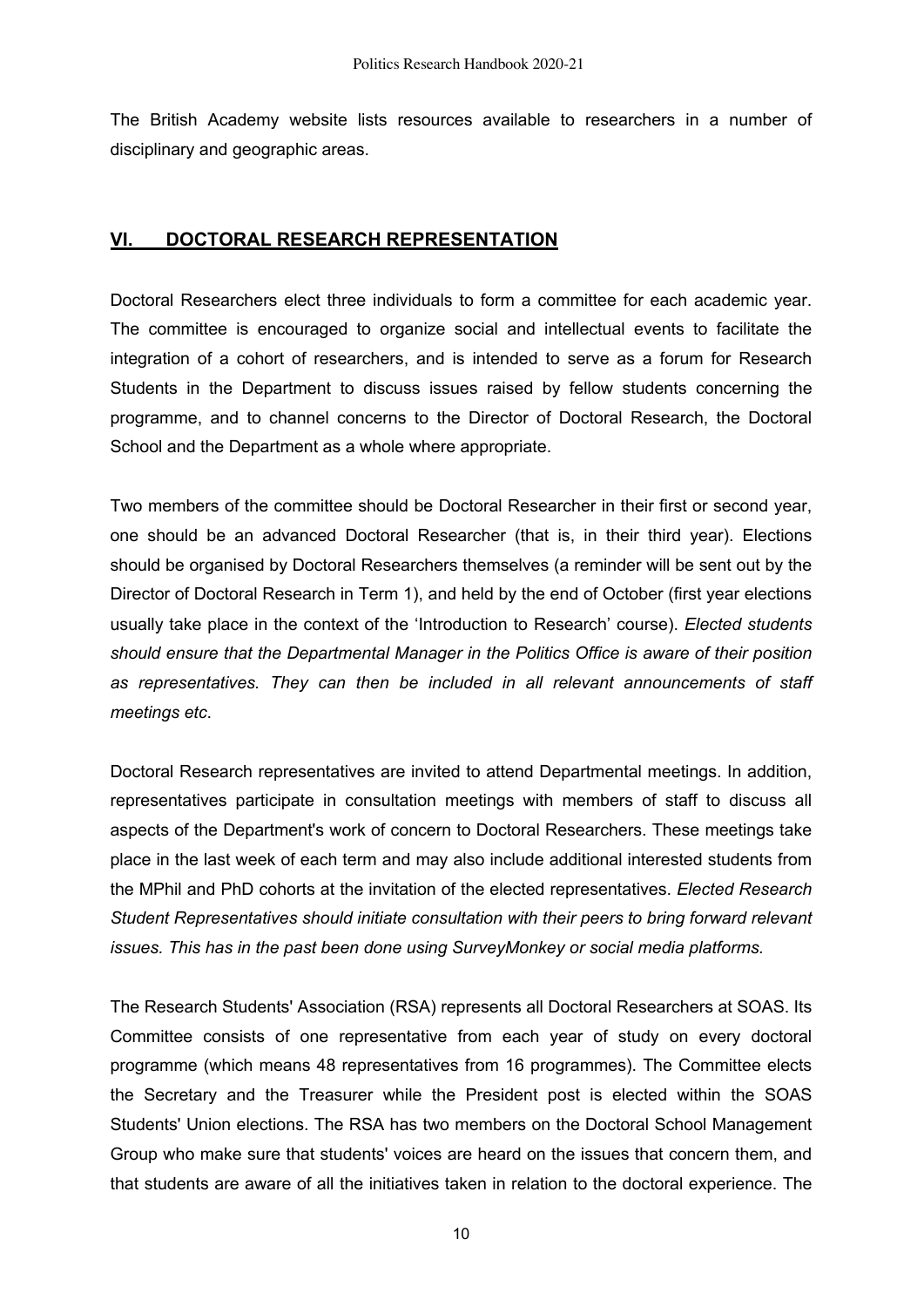The British Academy website lists resources available to researchers in a number of disciplinary and geographic areas.

## VI. DOCTORAL RESEARCH REPRESENTATION

Doctoral Researchers elect three individuals to form a committee for each academic year. The committee is encouraged to organize social and intellectual events to facilitate the integration of a cohort of researchers, and is intended to serve as a forum for Research Students in the Department to discuss issues raised by fellow students concerning the programme, and to channel concerns to the Director of Doctoral Research, the Doctoral School and the Department as a whole where appropriate.

Two members of the committee should be Doctoral Researcher in their first or second year, one should be an advanced Doctoral Researcher (that is, in their third year). Elections should be organised by Doctoral Researchers themselves (a reminder will be sent out by the Director of Doctoral Research in Term 1), and held by the end of October (first year elections usually take place in the context of the 'Introduction to Research' course). *Elected students should ensure that the Departmental Manager in the Politics Office is aware of their position as representatives. They can then be included in all relevant announcements of staff meetings etc.*

Doctoral Research representatives are invited to attend Departmental meetings. In addition, representatives participate in consultation meetings with members of staff to discuss all aspects of the Department's work of concern to Doctoral Researchers. These meetings take place in the last week of each term and may also include additional interested students from the MPhil and PhD cohorts at the invitation of the elected representatives. *Elected Research Student Representatives should initiate consultation with their peers to bring forward relevant issues. This has in the past been done using SurveyMonkey or social media platforms.*

The Research Students' Association (RSA) represents all Doctoral Researchers at SOAS. Its Committee consists of one representative from each year of study on every doctoral programme (which means 48 representatives from 16 programmes). The Committee elects the Secretary and the Treasurer while the President post is elected within the SOAS Students' Union elections. The RSA has two members on the Doctoral School Management Group who make sure that students' voices are heard on the issues that concern them, and that students are aware of all the initiatives taken in relation to the doctoral experience. The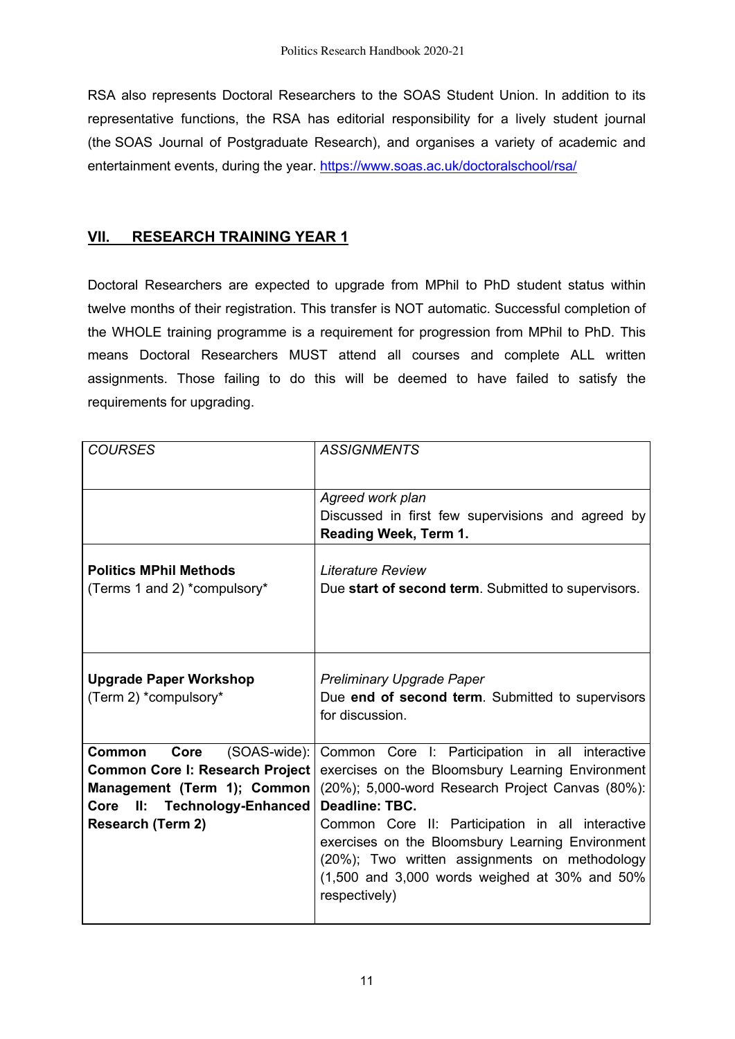RSA also represents Doctoral Researchers to the SOAS Student Union. In addition to its representative functions, the RSA has editorial responsibility for a lively student journal (the SOAS Journal of Postgraduate Research), and organises a variety of academic and entertainment events, during the year. https://www.soas.ac.uk/doctoralschool/rsa/

## VII. RESEARCH TRAINING YEAR 1

Doctoral Researchers are expected to upgrade from MPhil to PhD student status within twelve months of their registration. This transfer is NOT automatic. Successful completion of the WHOLE training programme is a requirement for progression from MPhil to PhD. This means Doctoral Researchers MUST attend all courses and complete ALL written assignments. Those failing to do this will be deemed to have failed to satisfy the requirements for upgrading.

| *COURSES* | *ASSIGNMENTS* |
|---|---|
| | *Agreed work plan*<br>Discussed in first few supervisions and agreed by **Reading Week, Term 1.** |
| **Politics MPhil Methods**<br>(Terms 1 and 2) *compulsory* | *Literature Review*<br>Due **start of second term**. Submitted to supervisors. |
| **Upgrade Paper Workshop**<br>(Term 2) *compulsory* | *Preliminary Upgrade Paper*<br>Due **end of second term**. Submitted to supervisors for discussion. |
| **Common Core** (SOAS-wide): **Common Core I: Research Project Management (Term 1); Common Core II: Technology-Enhanced Research (Term 2)** | Common Core I: Participation in all interactive exercises on the Bloomsbury Learning Environment (20%); 5,000-word Research Project Canvas (80%): **Deadline: TBC.**<br>Common Core II: Participation in all interactive exercises on the Bloomsbury Learning Environment (20%); Two written assignments on methodology (1,500 and 3,000 words weighed at 30% and 50% respectively) |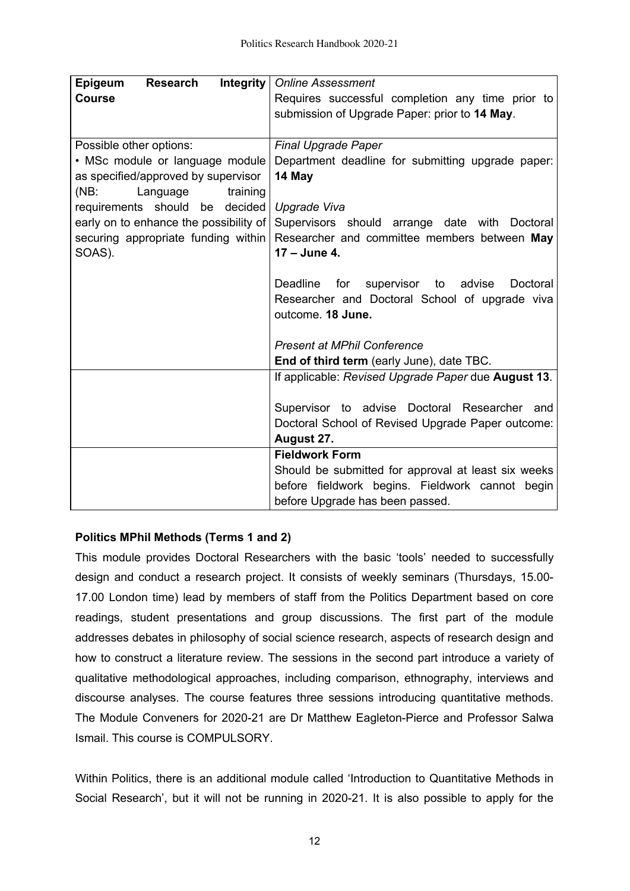| **Epigeum Research Integrity Course** | *Online Assessment*<br>Requires successful completion any time prior to submission of Upgrade Paper: prior to **14 May**. |
|---|---|
| Possible other options:<br>• MSc module or language module as specified/approved by supervisor (NB: Language training requirements should be decided early on to enhance the possibility of securing appropriate funding within SOAS). | *Final Upgrade Paper*<br>Department deadline for submitting upgrade paper: **14 May**<br><br>*Upgrade Viva*<br>Supervisors should arrange date with Doctoral Researcher and committee members between **May 17 – June 4.**<br><br>Deadline for supervisor to advise Doctoral Researcher and Doctoral School of upgrade viva outcome. **18 June.**<br><br>*Present at MPhil Conference*<br>**End of third term** (early June), date TBC. |
| | If applicable: *Revised Upgrade Paper* due **August 13**.<br><br>Supervisor to advise Doctoral Researcher and Doctoral School of Revised Upgrade Paper outcome: **August 27.** |
| | **Fieldwork Form**<br>Should be submitted for approval at least six weeks before fieldwork begins. Fieldwork cannot begin before Upgrade has been passed. |

**Politics MPhil Methods (Terms 1 and 2)**

This module provides Doctoral Researchers with the basic 'tools' needed to successfully design and conduct a research project. It consists of weekly seminars (Thursdays, 15.00-17.00 London time) lead by members of staff from the Politics Department based on core readings, student presentations and group discussions. The first part of the module addresses debates in philosophy of social science research, aspects of research design and how to construct a literature review. The sessions in the second part introduce a variety of qualitative methodological approaches, including comparison, ethnography, interviews and discourse analyses. The course features three sessions introducing quantitative methods. The Module Conveners for 2020-21 are Dr Matthew Eagleton-Pierce and Professor Salwa Ismail. This course is COMPULSORY.

Within Politics, there is an additional module called 'Introduction to Quantitative Methods in Social Research', but it will not be running in 2020-21. It is also possible to apply for the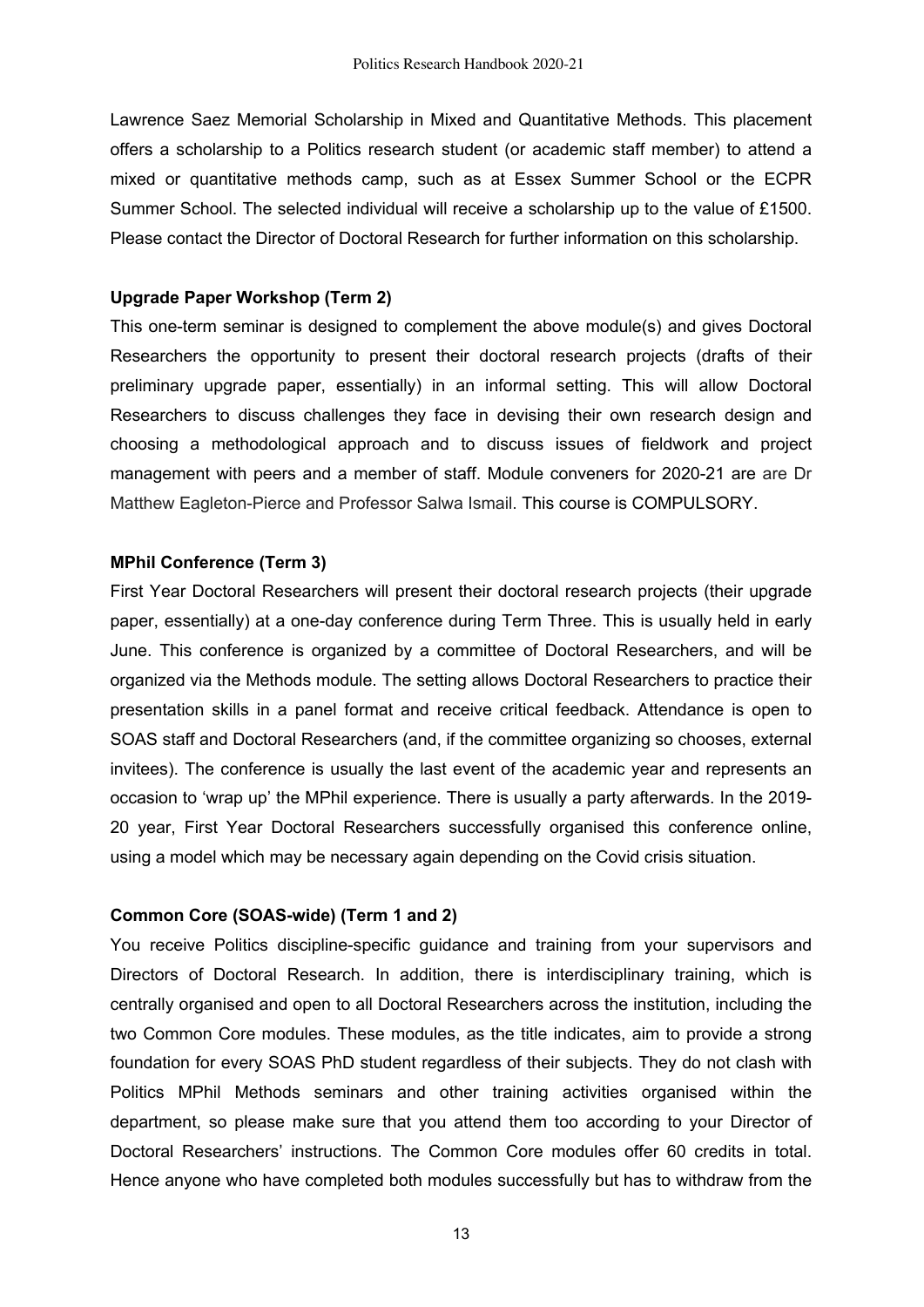Lawrence Saez Memorial Scholarship in Mixed and Quantitative Methods. This placement offers a scholarship to a Politics research student (or academic staff member) to attend a mixed or quantitative methods camp, such as at Essex Summer School or the ECPR Summer School. The selected individual will receive a scholarship up to the value of £1500. Please contact the Director of Doctoral Research for further information on this scholarship.

**Upgrade Paper Workshop (Term 2)**

This one-term seminar is designed to complement the above module(s) and gives Doctoral Researchers the opportunity to present their doctoral research projects (drafts of their preliminary upgrade paper, essentially) in an informal setting. This will allow Doctoral Researchers to discuss challenges they face in devising their own research design and choosing a methodological approach and to discuss issues of fieldwork and project management with peers and a member of staff. Module conveners for 2020-21 are are Dr Matthew Eagleton-Pierce and Professor Salwa Ismail. This course is COMPULSORY.

**MPhil Conference (Term 3)**

First Year Doctoral Researchers will present their doctoral research projects (their upgrade paper, essentially) at a one-day conference during Term Three. This is usually held in early June. This conference is organized by a committee of Doctoral Researchers, and will be organized via the Methods module. The setting allows Doctoral Researchers to practice their presentation skills in a panel format and receive critical feedback. Attendance is open to SOAS staff and Doctoral Researchers (and, if the committee organizing so chooses, external invitees). The conference is usually the last event of the academic year and represents an occasion to 'wrap up' the MPhil experience. There is usually a party afterwards. In the 2019-20 year, First Year Doctoral Researchers successfully organised this conference online, using a model which may be necessary again depending on the Covid crisis situation.

**Common Core (SOAS-wide) (Term 1 and 2)**

You receive Politics discipline-specific guidance and training from your supervisors and Directors of Doctoral Research. In addition, there is interdisciplinary training, which is centrally organised and open to all Doctoral Researchers across the institution, including the two Common Core modules. These modules, as the title indicates, aim to provide a strong foundation for every SOAS PhD student regardless of their subjects. They do not clash with Politics MPhil Methods seminars and other training activities organised within the department, so please make sure that you attend them too according to your Director of Doctoral Researchers' instructions. The Common Core modules offer 60 credits in total. Hence anyone who have completed both modules successfully but has to withdraw from the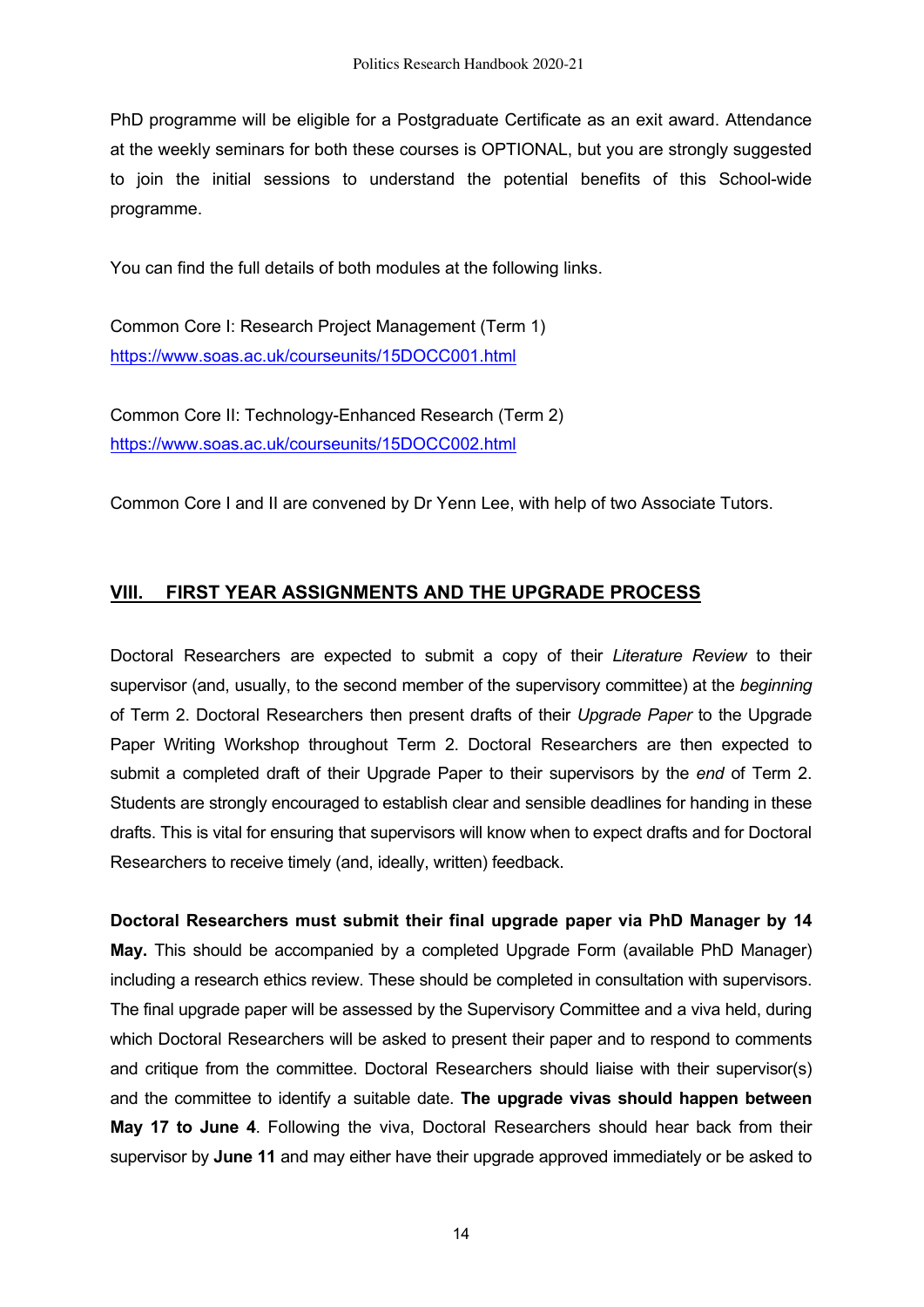PhD programme will be eligible for a Postgraduate Certificate as an exit award. Attendance at the weekly seminars for both these courses is OPTIONAL, but you are strongly suggested to join the initial sessions to understand the potential benefits of this School-wide programme.

You can find the full details of both modules at the following links.

Common Core I: Research Project Management (Term 1)
[https://www.soas.ac.uk/courseunits/15DOCC001.html](https://www.soas.ac.uk/courseunits/15DOCC001.html)

Common Core II: Technology-Enhanced Research (Term 2)
[https://www.soas.ac.uk/courseunits/15DOCC002.html](https://www.soas.ac.uk/courseunits/15DOCC002.html)

Common Core I and II are convened by Dr Yenn Lee, with help of two Associate Tutors.

## VIII. FIRST YEAR ASSIGNMENTS AND THE UPGRADE PROCESS

Doctoral Researchers are expected to submit a copy of their *Literature Review* to their supervisor (and, usually, to the second member of the supervisory committee) at the *beginning* of Term 2. Doctoral Researchers then present drafts of their *Upgrade Paper* to the Upgrade Paper Writing Workshop throughout Term 2. Doctoral Researchers are then expected to submit a completed draft of their Upgrade Paper to their supervisors by the *end* of Term 2. Students are strongly encouraged to establish clear and sensible deadlines for handing in these drafts. This is vital for ensuring that supervisors will know when to expect drafts and for Doctoral Researchers to receive timely (and, ideally, written) feedback.

**Doctoral Researchers must submit their final upgrade paper via PhD Manager by 14 May.** This should be accompanied by a completed Upgrade Form (available PhD Manager) including a research ethics review. These should be completed in consultation with supervisors. The final upgrade paper will be assessed by the Supervisory Committee and a viva held, during which Doctoral Researchers will be asked to present their paper and to respond to comments and critique from the committee. Doctoral Researchers should liaise with their supervisor(s) and the committee to identify a suitable date. **The upgrade vivas should happen between May 17 to June 4**. Following the viva, Doctoral Researchers should hear back from their supervisor by **June 11** and may either have their upgrade approved immediately or be asked to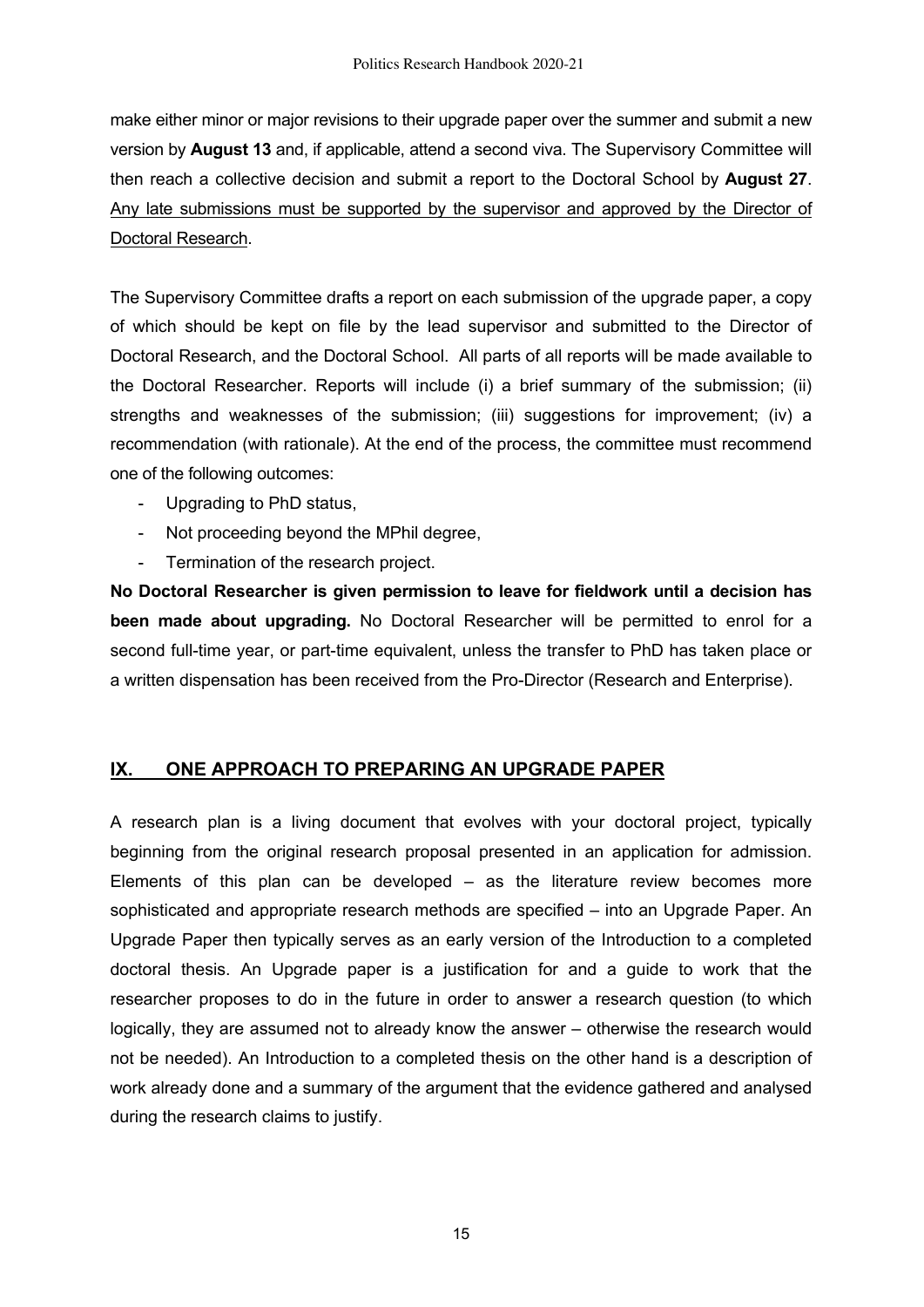make either minor or major revisions to their upgrade paper over the summer and submit a new version by **August 13** and, if applicable, attend a second viva. The Supervisory Committee will then reach a collective decision and submit a report to the Doctoral School by **August 27**. <u>Any late submissions must be supported by the supervisor and approved by the Director of Doctoral Research</u>.

The Supervisory Committee drafts a report on each submission of the upgrade paper, a copy of which should be kept on file by the lead supervisor and submitted to the Director of Doctoral Research, and the Doctoral School. All parts of all reports will be made available to the Doctoral Researcher. Reports will include (i) a brief summary of the submission; (ii) strengths and weaknesses of the submission; (iii) suggestions for improvement; (iv) a recommendation (with rationale). At the end of the process, the committee must recommend one of the following outcomes:

- Upgrading to PhD status,
- Not proceeding beyond the MPhil degree,
- Termination of the research project.

**No Doctoral Researcher is given permission to leave for fieldwork until a decision has been made about upgrading.** No Doctoral Researcher will be permitted to enrol for a second full-time year, or part-time equivalent, unless the transfer to PhD has taken place or a written dispensation has been received from the Pro-Director (Research and Enterprise).

## IX. ONE APPROACH TO PREPARING AN UPGRADE PAPER

A research plan is a living document that evolves with your doctoral project, typically beginning from the original research proposal presented in an application for admission. Elements of this plan can be developed – as the literature review becomes more sophisticated and appropriate research methods are specified – into an Upgrade Paper. An Upgrade Paper then typically serves as an early version of the Introduction to a completed doctoral thesis. An Upgrade paper is a justification for and a guide to work that the researcher proposes to do in the future in order to answer a research question (to which logically, they are assumed not to already know the answer – otherwise the research would not be needed). An Introduction to a completed thesis on the other hand is a description of work already done and a summary of the argument that the evidence gathered and analysed during the research claims to justify.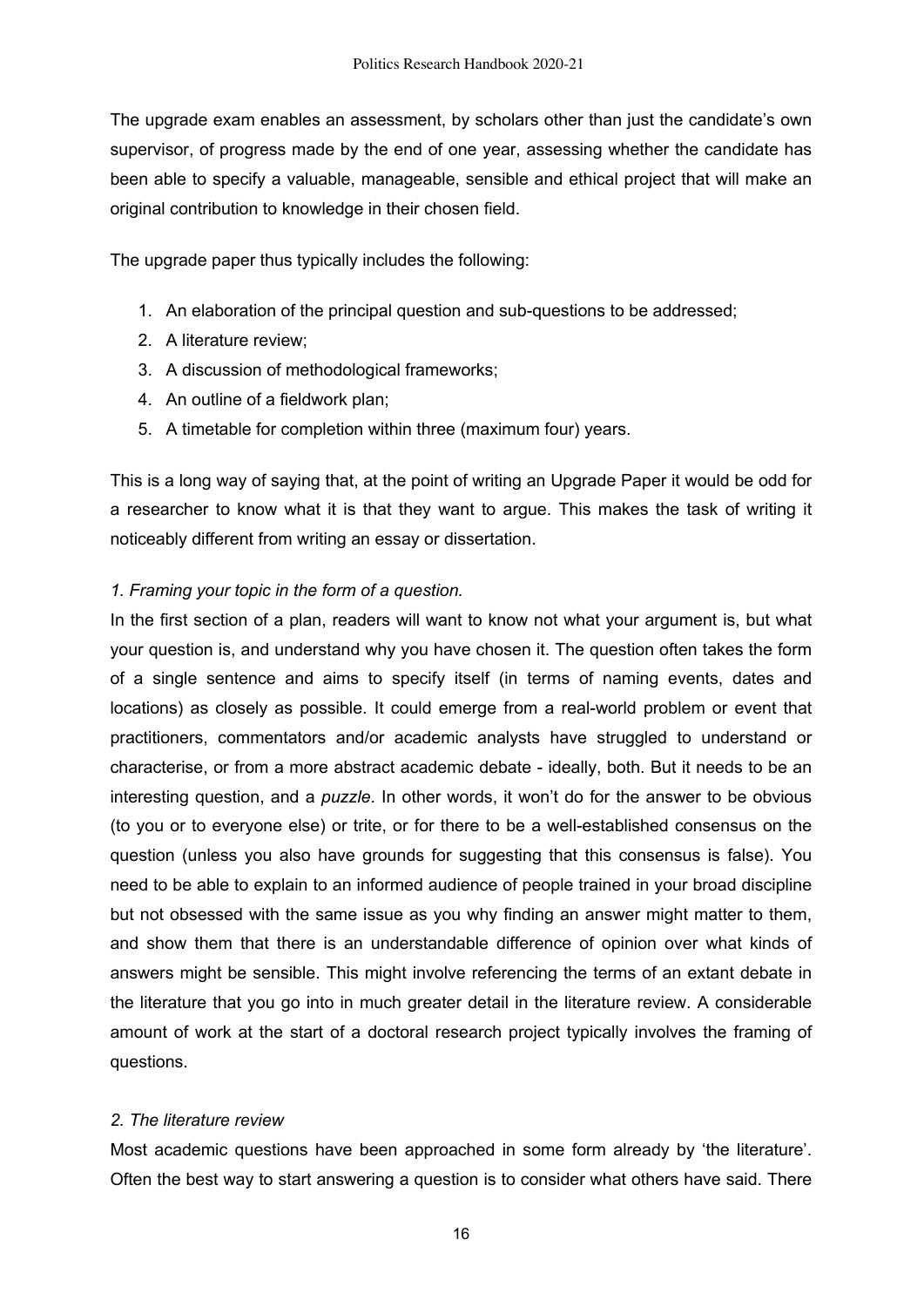The upgrade exam enables an assessment, by scholars other than just the candidate's own supervisor, of progress made by the end of one year, assessing whether the candidate has been able to specify a valuable, manageable, sensible and ethical project that will make an original contribution to knowledge in their chosen field.

The upgrade paper thus typically includes the following:

1. An elaboration of the principal question and sub-questions to be addressed;
2. A literature review;
3. A discussion of methodological frameworks;
4. An outline of a fieldwork plan;
5. A timetable for completion within three (maximum four) years.

This is a long way of saying that, at the point of writing an Upgrade Paper it would be odd for a researcher to know what it is that they want to argue. This makes the task of writing it noticeably different from writing an essay or dissertation.

*1. Framing your topic in the form of a question.*

In the first section of a plan, readers will want to know not what your argument is, but what your question is, and understand why you have chosen it. The question often takes the form of a single sentence and aims to specify itself (in terms of naming events, dates and locations) as closely as possible. It could emerge from a real-world problem or event that practitioners, commentators and/or academic analysts have struggled to understand or characterise, or from a more abstract academic debate - ideally, both. But it needs to be an interesting question, and a *puzzle*. In other words, it won't do for the answer to be obvious (to you or to everyone else) or trite, or for there to be a well-established consensus on the question (unless you also have grounds for suggesting that this consensus is false). You need to be able to explain to an informed audience of people trained in your broad discipline but not obsessed with the same issue as you why finding an answer might matter to them, and show them that there is an understandable difference of opinion over what kinds of answers might be sensible. This might involve referencing the terms of an extant debate in the literature that you go into in much greater detail in the literature review. A considerable amount of work at the start of a doctoral research project typically involves the framing of questions.

*2. The literature review*

Most academic questions have been approached in some form already by 'the literature'. Often the best way to start answering a question is to consider what others have said. There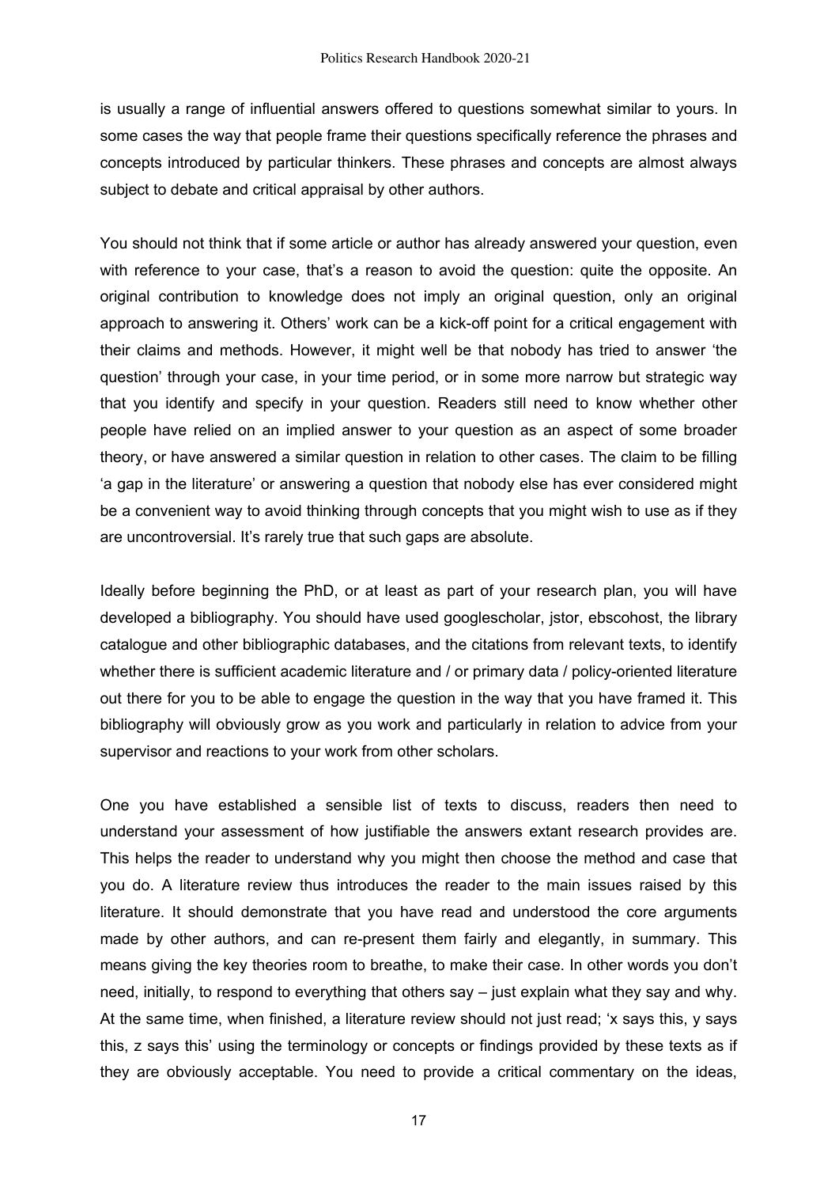is usually a range of influential answers offered to questions somewhat similar to yours. In some cases the way that people frame their questions specifically reference the phrases and concepts introduced by particular thinkers. These phrases and concepts are almost always subject to debate and critical appraisal by other authors.

You should not think that if some article or author has already answered your question, even with reference to your case, that's a reason to avoid the question: quite the opposite. An original contribution to knowledge does not imply an original question, only an original approach to answering it. Others' work can be a kick-off point for a critical engagement with their claims and methods. However, it might well be that nobody has tried to answer 'the question' through your case, in your time period, or in some more narrow but strategic way that you identify and specify in your question. Readers still need to know whether other people have relied on an implied answer to your question as an aspect of some broader theory, or have answered a similar question in relation to other cases. The claim to be filling 'a gap in the literature' or answering a question that nobody else has ever considered might be a convenient way to avoid thinking through concepts that you might wish to use as if they are uncontroversial. It's rarely true that such gaps are absolute.

Ideally before beginning the PhD, or at least as part of your research plan, you will have developed a bibliography. You should have used googlescholar, jstor, ebscohost, the library catalogue and other bibliographic databases, and the citations from relevant texts, to identify whether there is sufficient academic literature and / or primary data / policy-oriented literature out there for you to be able to engage the question in the way that you have framed it. This bibliography will obviously grow as you work and particularly in relation to advice from your supervisor and reactions to your work from other scholars.

One you have established a sensible list of texts to discuss, readers then need to understand your assessment of how justifiable the answers extant research provides are. This helps the reader to understand why you might then choose the method and case that you do. A literature review thus introduces the reader to the main issues raised by this literature. It should demonstrate that you have read and understood the core arguments made by other authors, and can re-present them fairly and elegantly, in summary. This means giving the key theories room to breathe, to make their case. In other words you don't need, initially, to respond to everything that others say – just explain what they say and why. At the same time, when finished, a literature review should not just read; 'x says this, y says this, z says this' using the terminology or concepts or findings provided by these texts as if they are obviously acceptable. You need to provide a critical commentary on the ideas,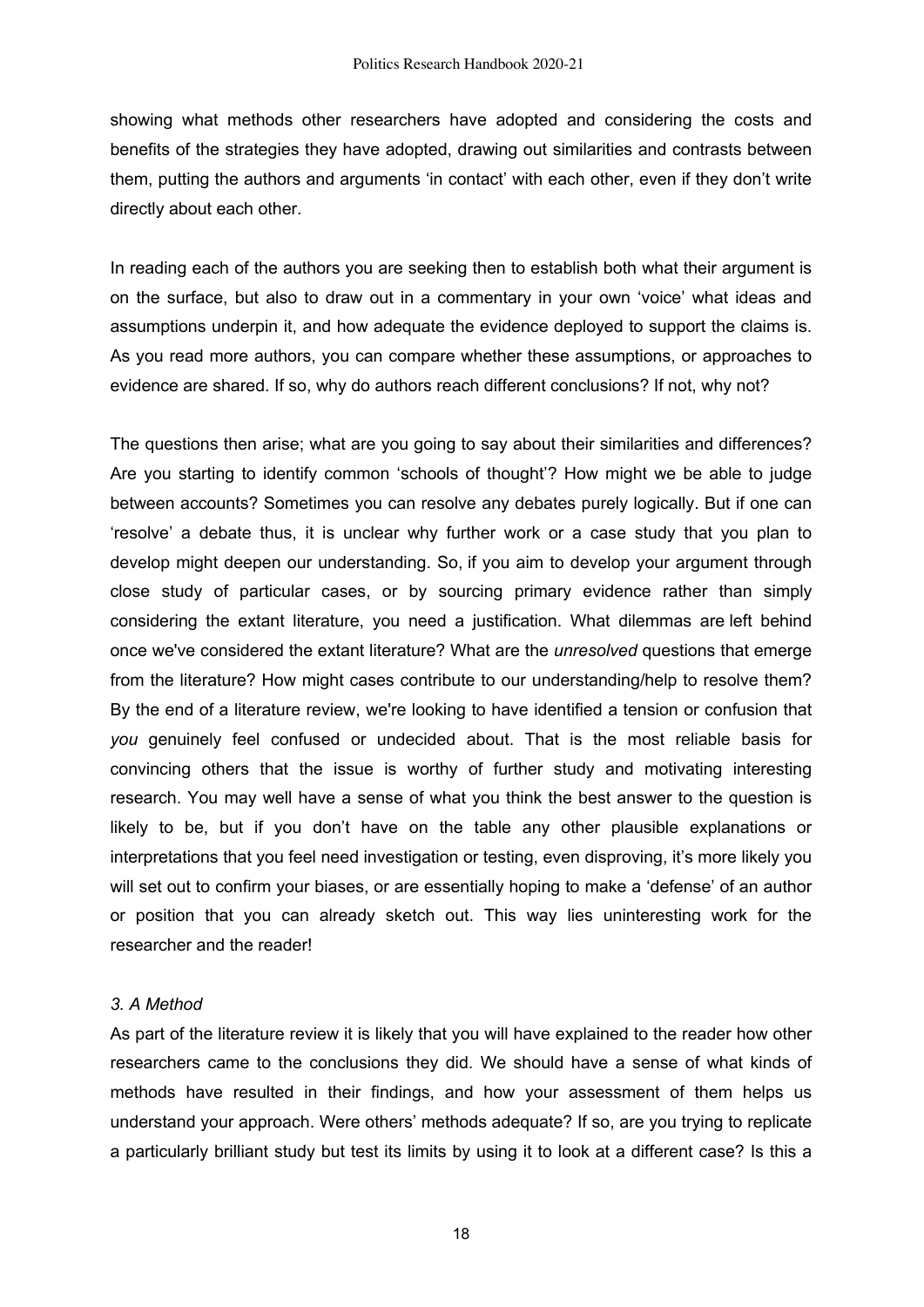showing what methods other researchers have adopted and considering the costs and benefits of the strategies they have adopted, drawing out similarities and contrasts between them, putting the authors and arguments 'in contact' with each other, even if they don't write directly about each other.

In reading each of the authors you are seeking then to establish both what their argument is on the surface, but also to draw out in a commentary in your own 'voice' what ideas and assumptions underpin it, and how adequate the evidence deployed to support the claims is. As you read more authors, you can compare whether these assumptions, or approaches to evidence are shared. If so, why do authors reach different conclusions? If not, why not?

The questions then arise; what are you going to say about their similarities and differences? Are you starting to identify common 'schools of thought'? How might we be able to judge between accounts? Sometimes you can resolve any debates purely logically. But if one can 'resolve' a debate thus, it is unclear why further work or a case study that you plan to develop might deepen our understanding. So, if you aim to develop your argument through close study of particular cases, or by sourcing primary evidence rather than simply considering the extant literature, you need a justification. What dilemmas are left behind once we've considered the extant literature? What are the *unresolved* questions that emerge from the literature? How might cases contribute to our understanding/help to resolve them? By the end of a literature review, we're looking to have identified a tension or confusion that *you* genuinely feel confused or undecided about. That is the most reliable basis for convincing others that the issue is worthy of further study and motivating interesting research. You may well have a sense of what you think the best answer to the question is likely to be, but if you don't have on the table any other plausible explanations or interpretations that you feel need investigation or testing, even disproving, it's more likely you will set out to confirm your biases, or are essentially hoping to make a 'defense' of an author or position that you can already sketch out. This way lies uninteresting work for the researcher and the reader!

### *3. A Method*

As part of the literature review it is likely that you will have explained to the reader how other researchers came to the conclusions they did. We should have a sense of what kinds of methods have resulted in their findings, and how your assessment of them helps us understand your approach. Were others' methods adequate? If so, are you trying to replicate a particularly brilliant study but test its limits by using it to look at a different case? Is this a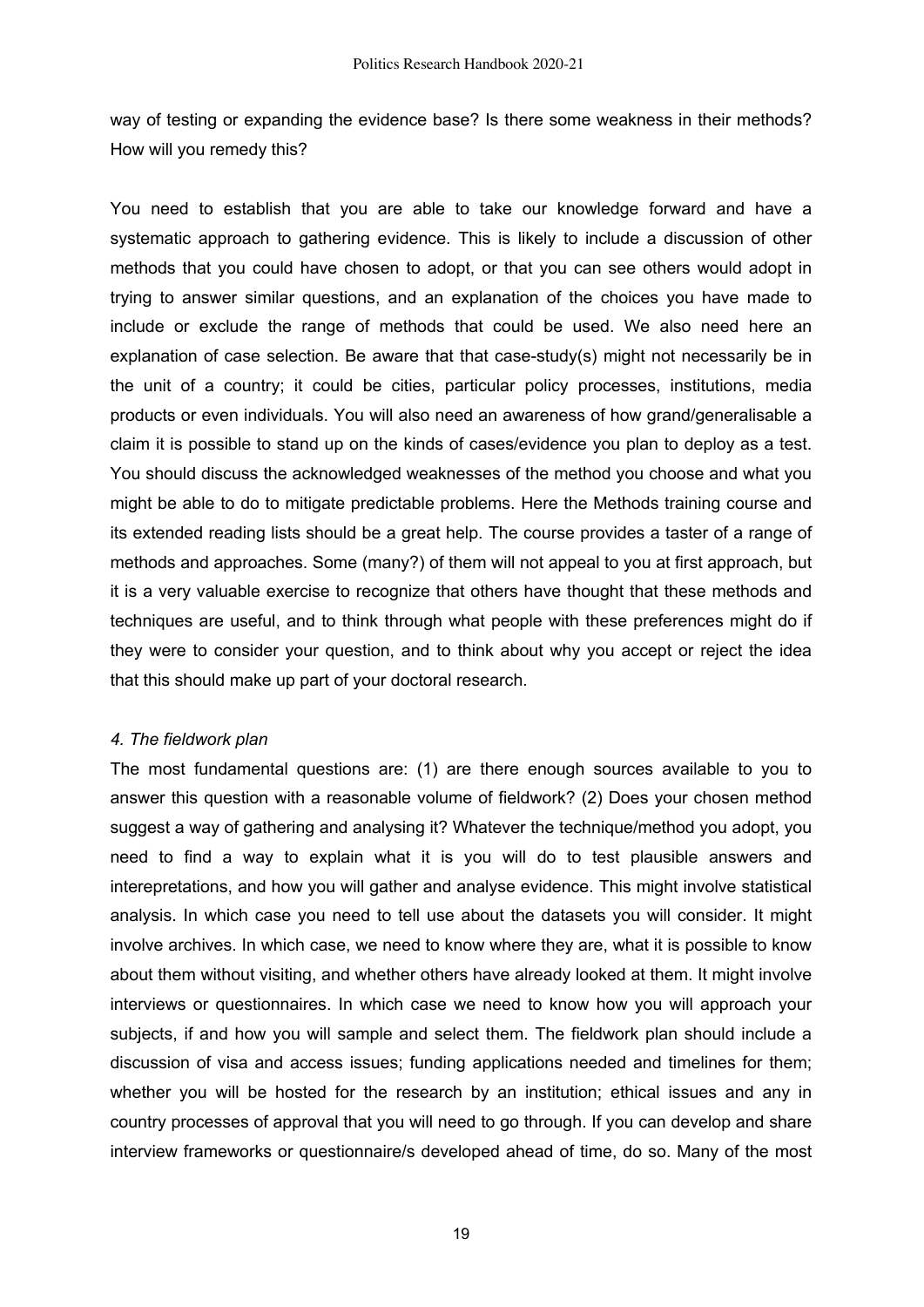way of testing or expanding the evidence base? Is there some weakness in their methods? How will you remedy this?

You need to establish that you are able to take our knowledge forward and have a systematic approach to gathering evidence. This is likely to include a discussion of other methods that you could have chosen to adopt, or that you can see others would adopt in trying to answer similar questions, and an explanation of the choices you have made to include or exclude the range of methods that could be used. We also need here an explanation of case selection. Be aware that that case-study(s) might not necessarily be in the unit of a country; it could be cities, particular policy processes, institutions, media products or even individuals. You will also need an awareness of how grand/generalisable a claim it is possible to stand up on the kinds of cases/evidence you plan to deploy as a test. You should discuss the acknowledged weaknesses of the method you choose and what you might be able to do to mitigate predictable problems. Here the Methods training course and its extended reading lists should be a great help. The course provides a taster of a range of methods and approaches. Some (many?) of them will not appeal to you at first approach, but it is a very valuable exercise to recognize that others have thought that these methods and techniques are useful, and to think through what people with these preferences might do if they were to consider your question, and to think about why you accept or reject the idea that this should make up part of your doctoral research.

*4. The fieldwork plan*

The most fundamental questions are: (1) are there enough sources available to you to answer this question with a reasonable volume of fieldwork? (2) Does your chosen method suggest a way of gathering and analysing it? Whatever the technique/method you adopt, you need to find a way to explain what it is you will do to test plausible answers and interepretations, and how you will gather and analyse evidence. This might involve statistical analysis. In which case you need to tell use about the datasets you will consider. It might involve archives. In which case, we need to know where they are, what it is possible to know about them without visiting, and whether others have already looked at them. It might involve interviews or questionnaires. In which case we need to know how you will approach your subjects, if and how you will sample and select them. The fieldwork plan should include a discussion of visa and access issues; funding applications needed and timelines for them; whether you will be hosted for the research by an institution; ethical issues and any in country processes of approval that you will need to go through. If you can develop and share interview frameworks or questionnaire/s developed ahead of time, do so. Many of the most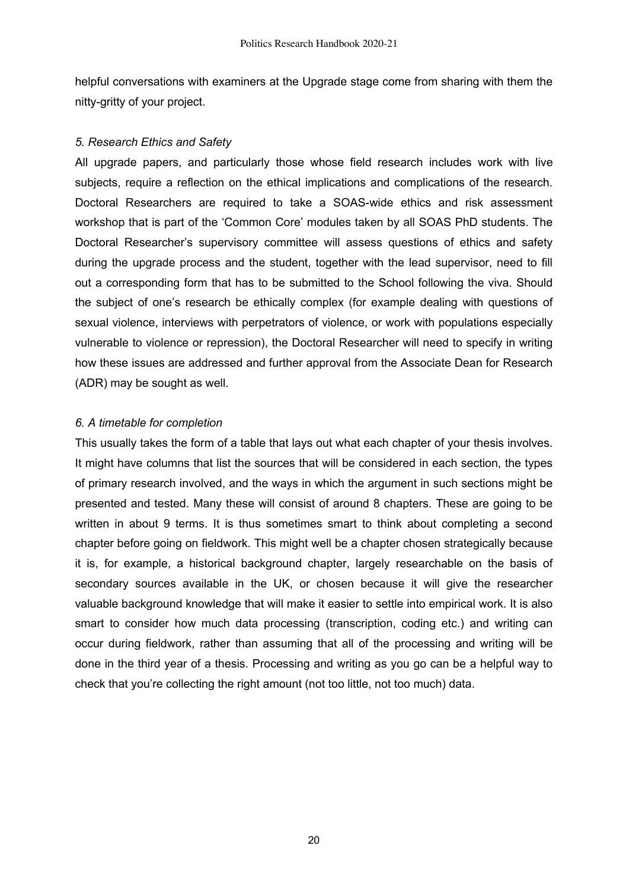helpful conversations with examiners at the Upgrade stage come from sharing with them the nitty-gritty of your project.

*5. Research Ethics and Safety*

All upgrade papers, and particularly those whose field research includes work with live subjects, require a reflection on the ethical implications and complications of the research. Doctoral Researchers are required to take a SOAS-wide ethics and risk assessment workshop that is part of the 'Common Core' modules taken by all SOAS PhD students. The Doctoral Researcher's supervisory committee will assess questions of ethics and safety during the upgrade process and the student, together with the lead supervisor, need to fill out a corresponding form that has to be submitted to the School following the viva. Should the subject of one's research be ethically complex (for example dealing with questions of sexual violence, interviews with perpetrators of violence, or work with populations especially vulnerable to violence or repression), the Doctoral Researcher will need to specify in writing how these issues are addressed and further approval from the Associate Dean for Research (ADR) may be sought as well.

*6. A timetable for completion*

This usually takes the form of a table that lays out what each chapter of your thesis involves. It might have columns that list the sources that will be considered in each section, the types of primary research involved, and the ways in which the argument in such sections might be presented and tested. Many these will consist of around 8 chapters. These are going to be written in about 9 terms. It is thus sometimes smart to think about completing a second chapter before going on fieldwork. This might well be a chapter chosen strategically because it is, for example, a historical background chapter, largely researchable on the basis of secondary sources available in the UK, or chosen because it will give the researcher valuable background knowledge that will make it easier to settle into empirical work. It is also smart to consider how much data processing (transcription, coding etc.) and writing can occur during fieldwork, rather than assuming that all of the processing and writing will be done in the third year of a thesis. Processing and writing as you go can be a helpful way to check that you're collecting the right amount (not too little, not too much) data.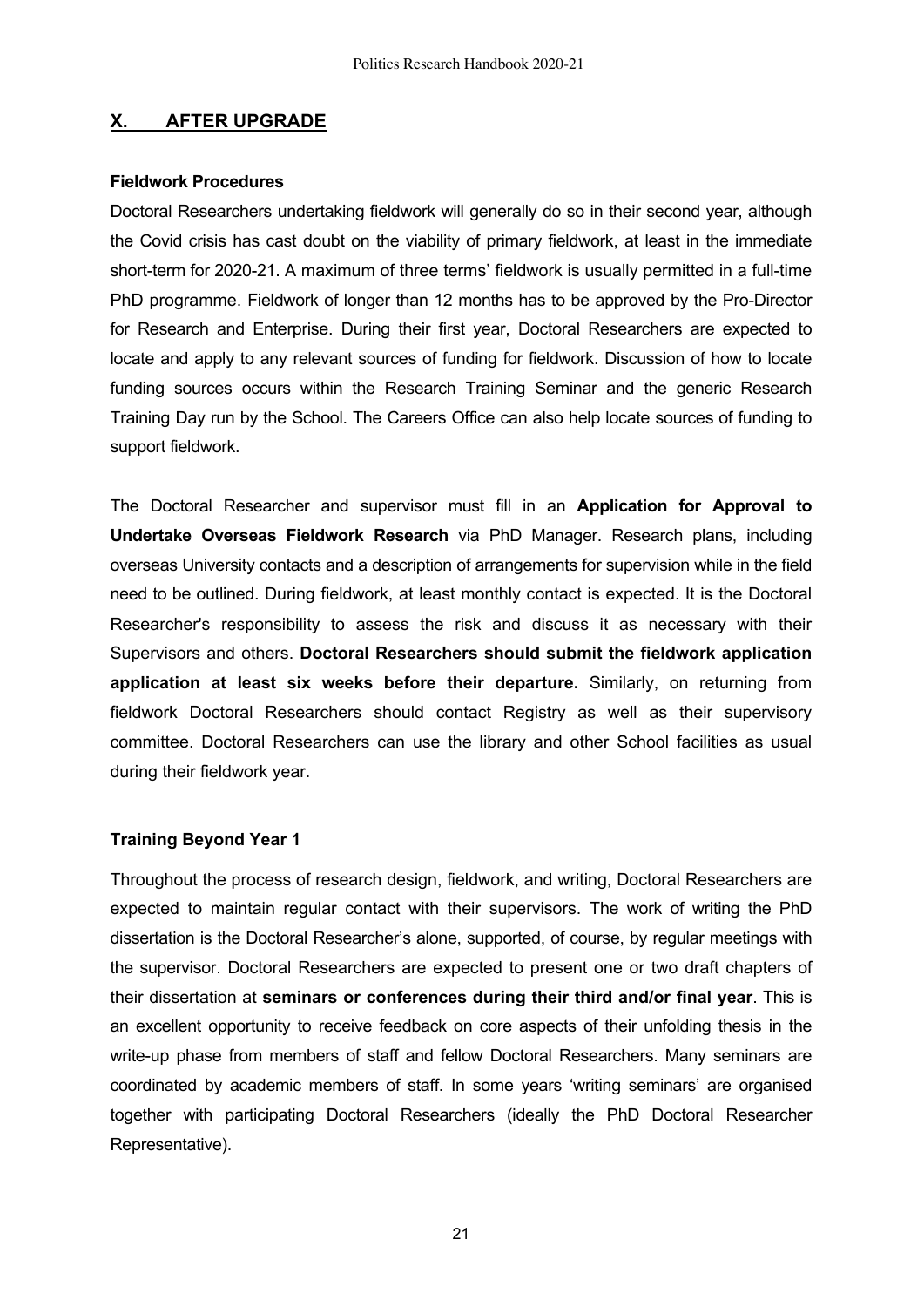## X. AFTER UPGRADE

**Fieldwork Procedures**

Doctoral Researchers undertaking fieldwork will generally do so in their second year, although the Covid crisis has cast doubt on the viability of primary fieldwork, at least in the immediate short-term for 2020-21. A maximum of three terms' fieldwork is usually permitted in a full-time PhD programme. Fieldwork of longer than 12 months has to be approved by the Pro-Director for Research and Enterprise. During their first year, Doctoral Researchers are expected to locate and apply to any relevant sources of funding for fieldwork. Discussion of how to locate funding sources occurs within the Research Training Seminar and the generic Research Training Day run by the School. The Careers Office can also help locate sources of funding to support fieldwork.

The Doctoral Researcher and supervisor must fill in an **Application for Approval to Undertake Overseas Fieldwork Research** via PhD Manager. Research plans, including overseas University contacts and a description of arrangements for supervision while in the field need to be outlined. During fieldwork, at least monthly contact is expected. It is the Doctoral Researcher's responsibility to assess the risk and discuss it as necessary with their Supervisors and others. **Doctoral Researchers should submit the fieldwork application application at least six weeks before their departure.** Similarly, on returning from fieldwork Doctoral Researchers should contact Registry as well as their supervisory committee. Doctoral Researchers can use the library and other School facilities as usual during their fieldwork year.

**Training Beyond Year 1**

Throughout the process of research design, fieldwork, and writing, Doctoral Researchers are expected to maintain regular contact with their supervisors. The work of writing the PhD dissertation is the Doctoral Researcher's alone, supported, of course, by regular meetings with the supervisor. Doctoral Researchers are expected to present one or two draft chapters of their dissertation at **seminars or conferences during their third and/or final year**. This is an excellent opportunity to receive feedback on core aspects of their unfolding thesis in the write-up phase from members of staff and fellow Doctoral Researchers. Many seminars are coordinated by academic members of staff. In some years 'writing seminars' are organised together with participating Doctoral Researchers (ideally the PhD Doctoral Researcher Representative).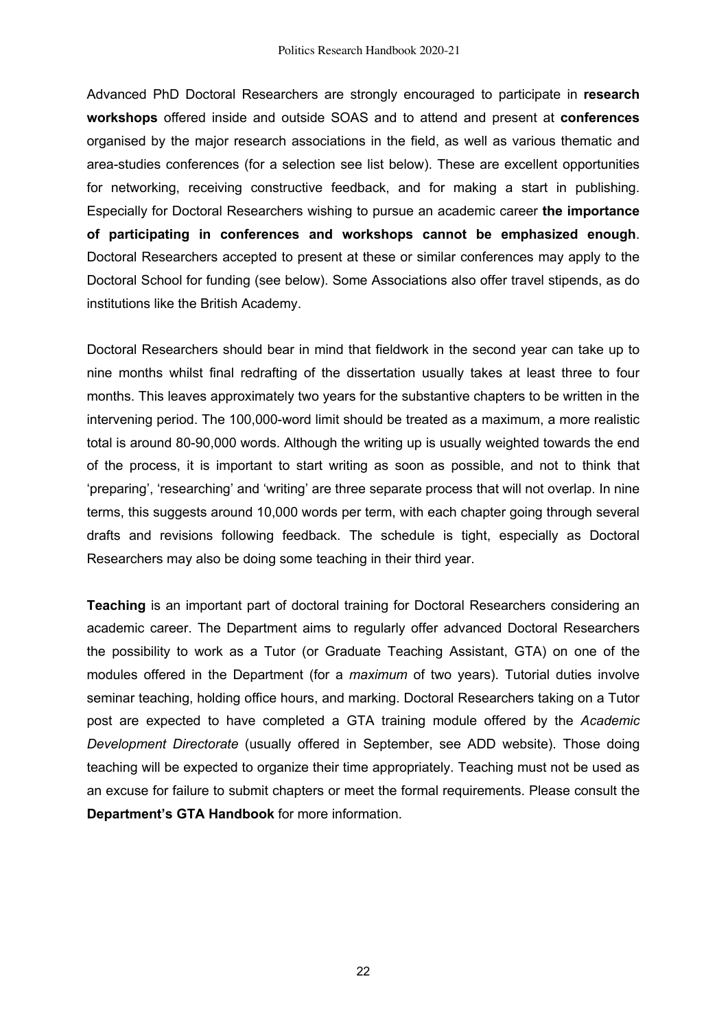Advanced PhD Doctoral Researchers are strongly encouraged to participate in **research workshops** offered inside and outside SOAS and to attend and present at **conferences** organised by the major research associations in the field, as well as various thematic and area-studies conferences (for a selection see list below). These are excellent opportunities for networking, receiving constructive feedback, and for making a start in publishing. Especially for Doctoral Researchers wishing to pursue an academic career **the importance of participating in conferences and workshops cannot be emphasized enough**. Doctoral Researchers accepted to present at these or similar conferences may apply to the Doctoral School for funding (see below). Some Associations also offer travel stipends, as do institutions like the British Academy.

Doctoral Researchers should bear in mind that fieldwork in the second year can take up to nine months whilst final redrafting of the dissertation usually takes at least three to four months. This leaves approximately two years for the substantive chapters to be written in the intervening period. The 100,000-word limit should be treated as a maximum, a more realistic total is around 80-90,000 words. Although the writing up is usually weighted towards the end of the process, it is important to start writing as soon as possible, and not to think that 'preparing', 'researching' and 'writing' are three separate process that will not overlap. In nine terms, this suggests around 10,000 words per term, with each chapter going through several drafts and revisions following feedback. The schedule is tight, especially as Doctoral Researchers may also be doing some teaching in their third year.

**Teaching** is an important part of doctoral training for Doctoral Researchers considering an academic career. The Department aims to regularly offer advanced Doctoral Researchers the possibility to work as a Tutor (or Graduate Teaching Assistant, GTA) on one of the modules offered in the Department (for a *maximum* of two years). Tutorial duties involve seminar teaching, holding office hours, and marking. Doctoral Researchers taking on a Tutor post are expected to have completed a GTA training module offered by the *Academic Development Directorate* (usually offered in September, see ADD website). Those doing teaching will be expected to organize their time appropriately. Teaching must not be used as an excuse for failure to submit chapters or meet the formal requirements. Please consult the **Department's GTA Handbook** for more information.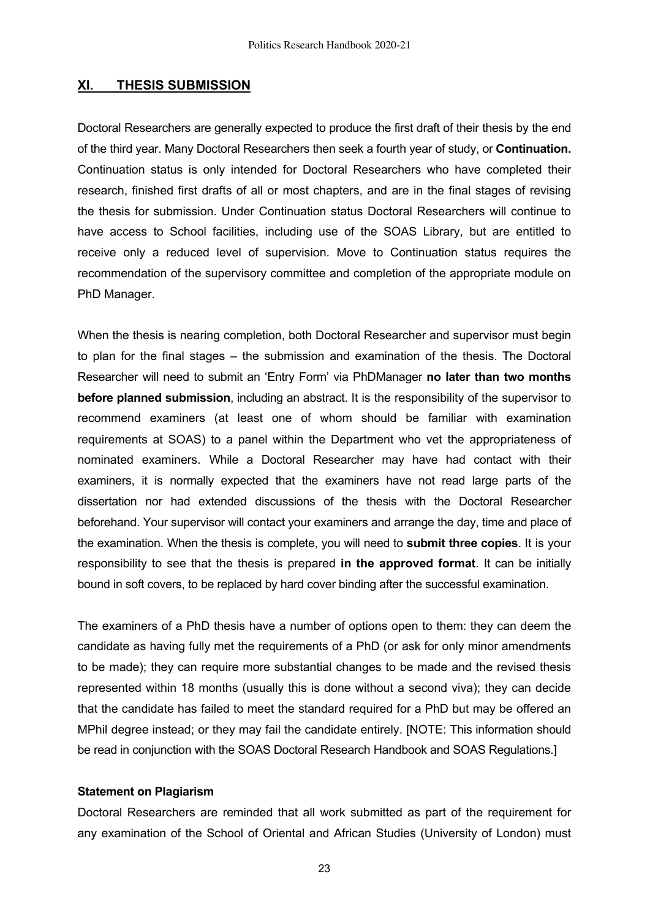## XI. THESIS SUBMISSION

Doctoral Researchers are generally expected to produce the first draft of their thesis by the end of the third year. Many Doctoral Researchers then seek a fourth year of study, or **Continuation.** Continuation status is only intended for Doctoral Researchers who have completed their research, finished first drafts of all or most chapters, and are in the final stages of revising the thesis for submission. Under Continuation status Doctoral Researchers will continue to have access to School facilities, including use of the SOAS Library, but are entitled to receive only a reduced level of supervision. Move to Continuation status requires the recommendation of the supervisory committee and completion of the appropriate module on PhD Manager.

When the thesis is nearing completion, both Doctoral Researcher and supervisor must begin to plan for the final stages – the submission and examination of the thesis. The Doctoral Researcher will need to submit an 'Entry Form' via PhDManager **no later than two months before planned submission**, including an abstract. It is the responsibility of the supervisor to recommend examiners (at least one of whom should be familiar with examination requirements at SOAS) to a panel within the Department who vet the appropriateness of nominated examiners. While a Doctoral Researcher may have had contact with their examiners, it is normally expected that the examiners have not read large parts of the dissertation nor had extended discussions of the thesis with the Doctoral Researcher beforehand. Your supervisor will contact your examiners and arrange the day, time and place of the examination. When the thesis is complete, you will need to **submit three copies**. It is your responsibility to see that the thesis is prepared **in the approved format**. It can be initially bound in soft covers, to be replaced by hard cover binding after the successful examination.

The examiners of a PhD thesis have a number of options open to them: they can deem the candidate as having fully met the requirements of a PhD (or ask for only minor amendments to be made); they can require more substantial changes to be made and the revised thesis represented within 18 months (usually this is done without a second viva); they can decide that the candidate has failed to meet the standard required for a PhD but may be offered an MPhil degree instead; or they may fail the candidate entirely. [NOTE: This information should be read in conjunction with the SOAS Doctoral Research Handbook and SOAS Regulations.]

**Statement on Plagiarism**

Doctoral Researchers are reminded that all work submitted as part of the requirement for any examination of the School of Oriental and African Studies (University of London) must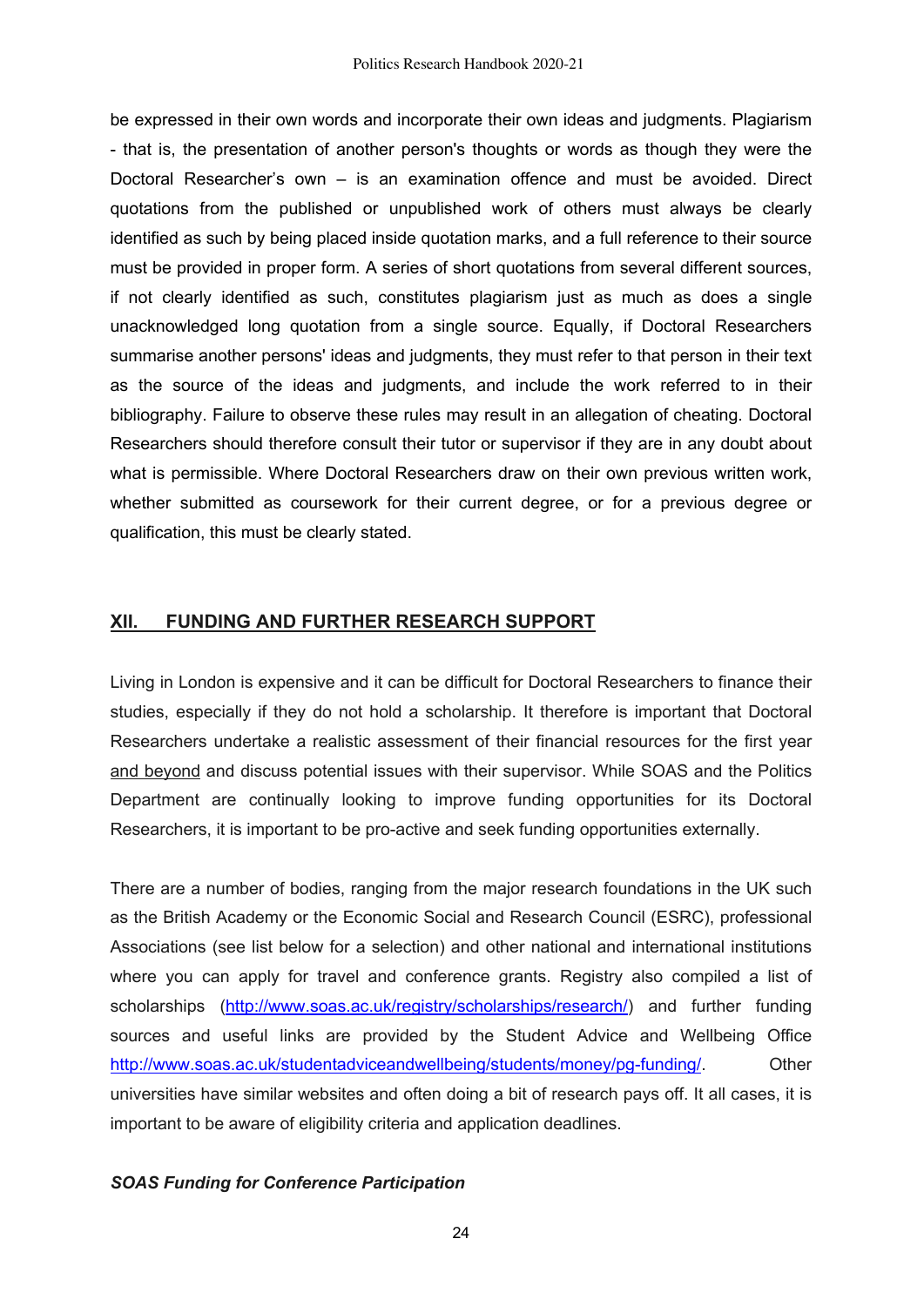be expressed in their own words and incorporate their own ideas and judgments. Plagiarism - that is, the presentation of another person's thoughts or words as though they were the Doctoral Researcher's own – is an examination offence and must be avoided. Direct quotations from the published or unpublished work of others must always be clearly identified as such by being placed inside quotation marks, and a full reference to their source must be provided in proper form. A series of short quotations from several different sources, if not clearly identified as such, constitutes plagiarism just as much as does a single unacknowledged long quotation from a single source. Equally, if Doctoral Researchers summarise another persons' ideas and judgments, they must refer to that person in their text as the source of the ideas and judgments, and include the work referred to in their bibliography. Failure to observe these rules may result in an allegation of cheating. Doctoral Researchers should therefore consult their tutor or supervisor if they are in any doubt about what is permissible. Where Doctoral Researchers draw on their own previous written work, whether submitted as coursework for their current degree, or for a previous degree or qualification, this must be clearly stated.

## XII. FUNDING AND FURTHER RESEARCH SUPPORT

Living in London is expensive and it can be difficult for Doctoral Researchers to finance their studies, especially if they do not hold a scholarship. It therefore is important that Doctoral Researchers undertake a realistic assessment of their financial resources for the first year <u>and beyond</u> and discuss potential issues with their supervisor. While SOAS and the Politics Department are continually looking to improve funding opportunities for its Doctoral Researchers, it is important to be pro-active and seek funding opportunities externally.

There are a number of bodies, ranging from the major research foundations in the UK such as the British Academy or the Economic Social and Research Council (ESRC), professional Associations (see list below for a selection) and other national and international institutions where you can apply for travel and conference grants. Registry also compiled a list of scholarships (http://www.soas.ac.uk/registry/scholarships/research/) and further funding sources and useful links are provided by the Student Advice and Wellbeing Office http://www.soas.ac.uk/studentadviceandwellbeing/students/money/pg-funding/. Other universities have similar websites and often doing a bit of research pays off. It all cases, it is important to be aware of eligibility criteria and application deadlines.

***SOAS Funding for Conference Participation***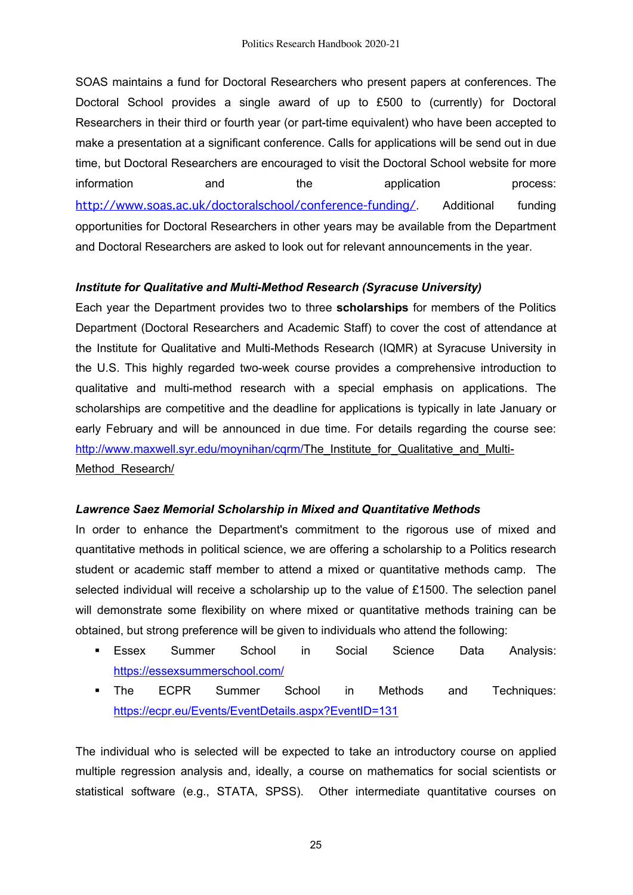SOAS maintains a fund for Doctoral Researchers who present papers at conferences. The Doctoral School provides a single award of up to £500 to (currently) for Doctoral Researchers in their third or fourth year (or part-time equivalent) who have been accepted to make a presentation at a significant conference. Calls for applications will be send out in due time, but Doctoral Researchers are encouraged to visit the Doctoral School website for more information and the application process: http://www.soas.ac.uk/doctoralschool/conference-funding/. Additional funding opportunities for Doctoral Researchers in other years may be available from the Department and Doctoral Researchers are asked to look out for relevant announcements in the year.

***Institute for Qualitative and Multi-Method Research (Syracuse University)***

Each year the Department provides two to three **scholarships** for members of the Politics Department (Doctoral Researchers and Academic Staff) to cover the cost of attendance at the Institute for Qualitative and Multi-Methods Research (IQMR) at Syracuse University in the U.S. This highly regarded two-week course provides a comprehensive introduction to qualitative and multi-method research with a special emphasis on applications. The scholarships are competitive and the deadline for applications is typically in late January or early February and will be announced in due time. For details regarding the course see: http://www.maxwell.syr.edu/moynihan/cqrm/The_Institute_for_Qualitative_and_Multi-Method_Research/

***Lawrence Saez Memorial Scholarship in Mixed and Quantitative Methods***

In order to enhance the Department's commitment to the rigorous use of mixed and quantitative methods in political science, we are offering a scholarship to a Politics research student or academic staff member to attend a mixed or quantitative methods camp. The selected individual will receive a scholarship up to the value of £1500. The selection panel will demonstrate some flexibility on where mixed or quantitative methods training can be obtained, but strong preference will be given to individuals who attend the following:

- Essex Summer School in Social Science Data Analysis: https://essexsummerschool.com/
- The ECPR Summer School in Methods and Techniques: https://ecpr.eu/Events/EventDetails.aspx?EventID=131

The individual who is selected will be expected to take an introductory course on applied multiple regression analysis and, ideally, a course on mathematics for social scientists or statistical software (e.g., STATA, SPSS). Other intermediate quantitative courses on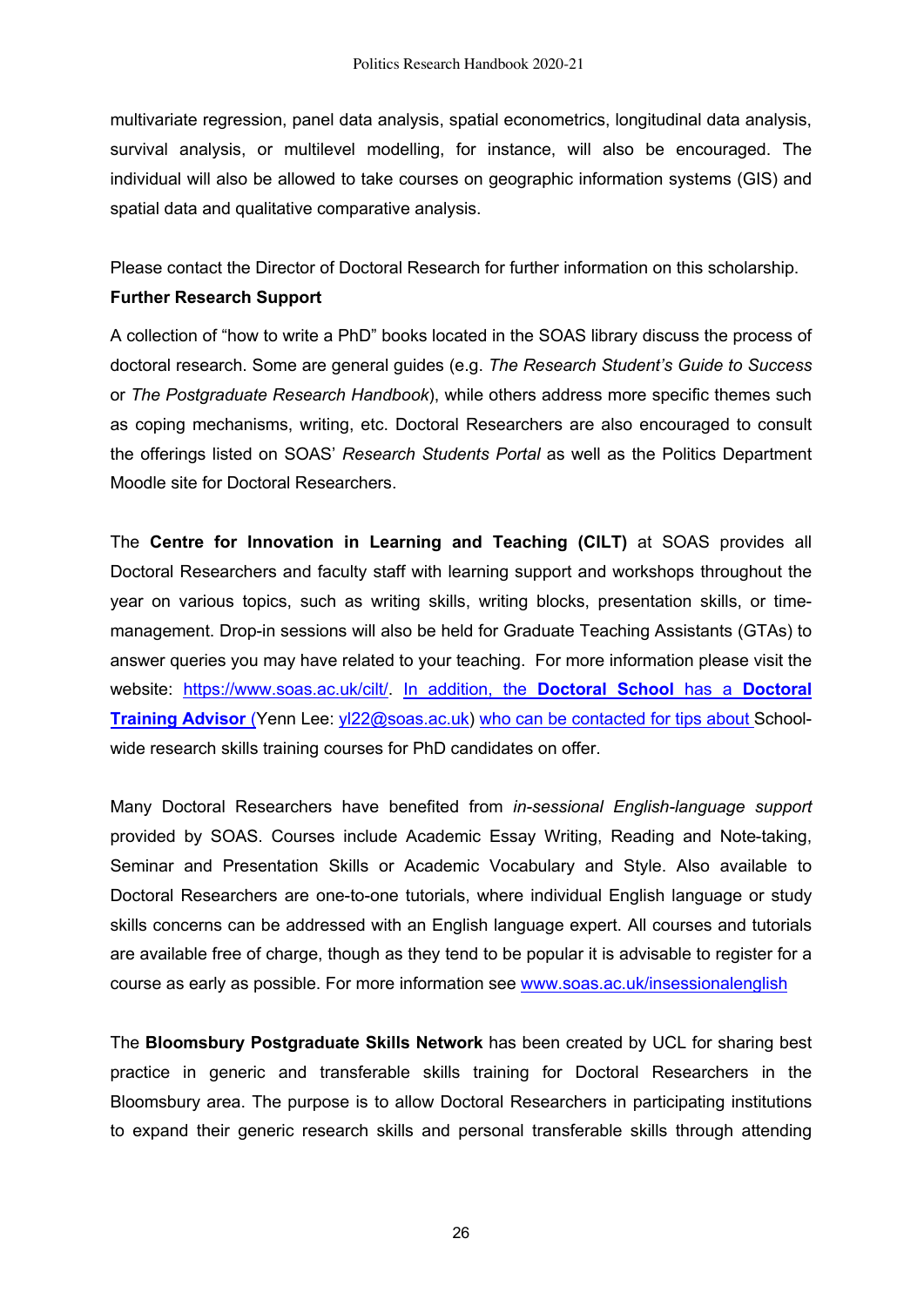multivariate regression, panel data analysis, spatial econometrics, longitudinal data analysis, survival analysis, or multilevel modelling, for instance, will also be encouraged. The individual will also be allowed to take courses on geographic information systems (GIS) and spatial data and qualitative comparative analysis.

Please contact the Director of Doctoral Research for further information on this scholarship.

**Further Research Support**

A collection of "how to write a PhD" books located in the SOAS library discuss the process of doctoral research. Some are general guides (e.g. *The Research Student's Guide to Success* or *The Postgraduate Research Handbook*), while others address more specific themes such as coping mechanisms, writing, etc. Doctoral Researchers are also encouraged to consult the offerings listed on SOAS' *Research Students Portal* as well as the Politics Department Moodle site for Doctoral Researchers.

The **Centre for Innovation in Learning and Teaching (CILT)** at SOAS provides all Doctoral Researchers and faculty staff with learning support and workshops throughout the year on various topics, such as writing skills, writing blocks, presentation skills, or time-management. Drop-in sessions will also be held for Graduate Teaching Assistants (GTAs) to answer queries you may have related to your teaching. For more information please visit the website: https://www.soas.ac.uk/cilt/. In addition, the **Doctoral School** has a **Doctoral Training Advisor** (Yenn Lee: yl22@soas.ac.uk) who can be contacted for tips about School-wide research skills training courses for PhD candidates on offer.

Many Doctoral Researchers have benefited from *in-sessional English-language support* provided by SOAS. Courses include Academic Essay Writing, Reading and Note-taking, Seminar and Presentation Skills or Academic Vocabulary and Style. Also available to Doctoral Researchers are one-to-one tutorials, where individual English language or study skills concerns can be addressed with an English language expert. All courses and tutorials are available free of charge, though as they tend to be popular it is advisable to register for a course as early as possible. For more information see www.soas.ac.uk/insessionalenglish

The **Bloomsbury Postgraduate Skills Network** has been created by UCL for sharing best practice in generic and transferable skills training for Doctoral Researchers in the Bloomsbury area. The purpose is to allow Doctoral Researchers in participating institutions to expand their generic research skills and personal transferable skills through attending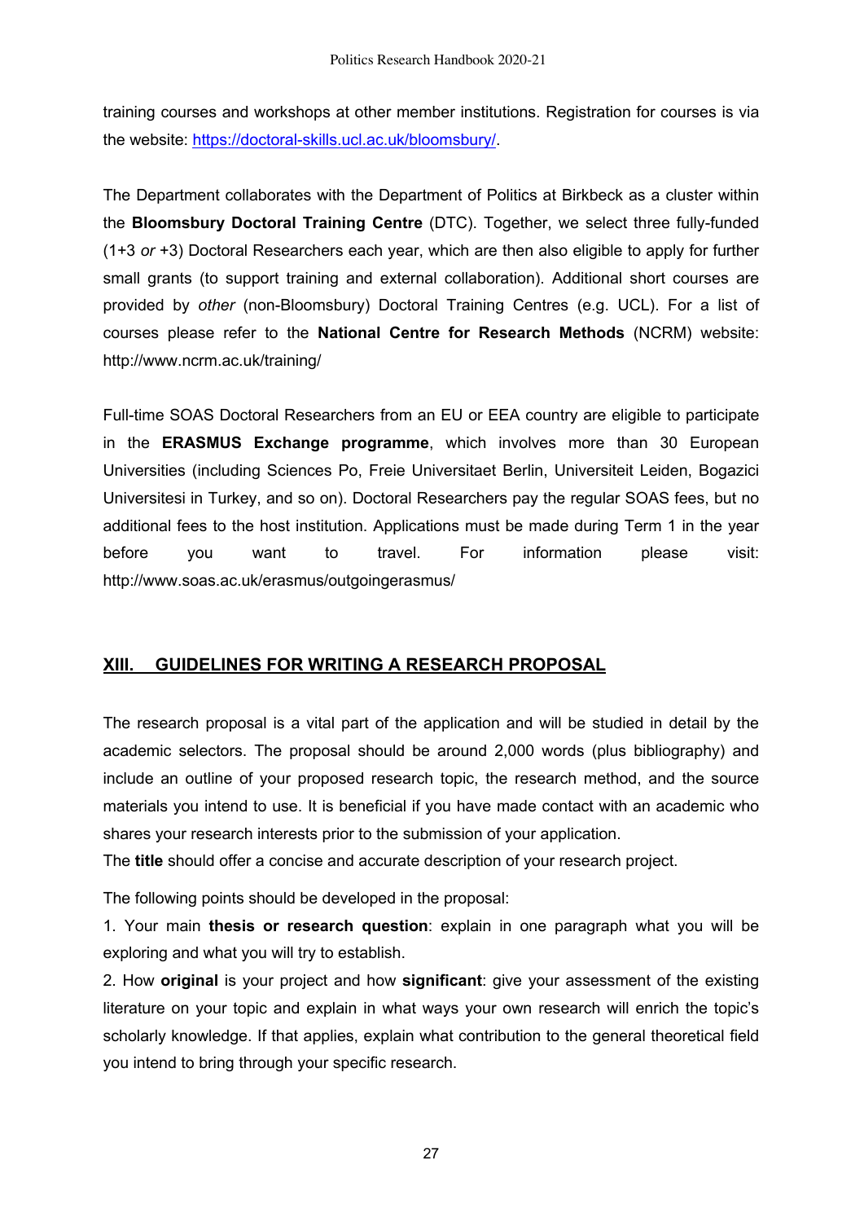training courses and workshops at other member institutions. Registration for courses is via the website: [https://doctoral-skills.ucl.ac.uk/bloomsbury/](https://doctoral-skills.ucl.ac.uk/bloomsbury/).

The Department collaborates with the Department of Politics at Birkbeck as a cluster within the **Bloomsbury Doctoral Training Centre** (DTC). Together, we select three fully-funded (1+3 *or* +3) Doctoral Researchers each year, which are then also eligible to apply for further small grants (to support training and external collaboration). Additional short courses are provided by *other* (non-Bloomsbury) Doctoral Training Centres (e.g. UCL). For a list of courses please refer to the **National Centre for Research Methods** (NCRM) website: http://www.ncrm.ac.uk/training/

Full-time SOAS Doctoral Researchers from an EU or EEA country are eligible to participate in the **ERASMUS Exchange programme**, which involves more than 30 European Universities (including Sciences Po, Freie Universitaet Berlin, Universiteit Leiden, Bogazici Universitesi in Turkey, and so on). Doctoral Researchers pay the regular SOAS fees, but no additional fees to the host institution. Applications must be made during Term 1 in the year before you want to travel. For information please visit: http://www.soas.ac.uk/erasmus/outgoingerasmus/

## XIII. GUIDELINES FOR WRITING A RESEARCH PROPOSAL

The research proposal is a vital part of the application and will be studied in detail by the academic selectors. The proposal should be around 2,000 words (plus bibliography) and include an outline of your proposed research topic, the research method, and the source materials you intend to use. It is beneficial if you have made contact with an academic who shares your research interests prior to the submission of your application.

The **title** should offer a concise and accurate description of your research project.

The following points should be developed in the proposal:

1. Your main **thesis or research question**: explain in one paragraph what you will be exploring and what you will try to establish.
2. How **original** is your project and how **significant**: give your assessment of the existing literature on your topic and explain in what ways your own research will enrich the topic's scholarly knowledge. If that applies, explain what contribution to the general theoretical field you intend to bring through your specific research.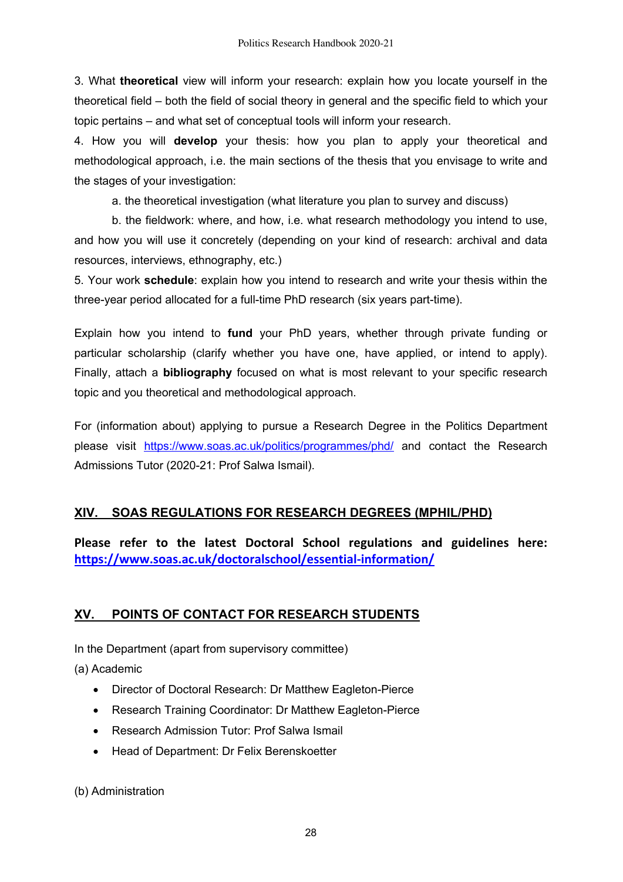3. What **theoretical** view will inform your research: explain how you locate yourself in the theoretical field – both the field of social theory in general and the specific field to which your topic pertains – and what set of conceptual tools will inform your research.

4. How you will **develop** your thesis: how you plan to apply your theoretical and methodological approach, i.e. the main sections of the thesis that you envisage to write and the stages of your investigation:

   a. the theoretical investigation (what literature you plan to survey and discuss)

   b. the fieldwork: where, and how, i.e. what research methodology you intend to use, and how you will use it concretely (depending on your kind of research: archival and data resources, interviews, ethnography, etc.)

5. Your work **schedule**: explain how you intend to research and write your thesis within the three-year period allocated for a full-time PhD research (six years part-time).

Explain how you intend to **fund** your PhD years, whether through private funding or particular scholarship (clarify whether you have one, have applied, or intend to apply). Finally, attach a **bibliography** focused on what is most relevant to your specific research topic and you theoretical and methodological approach.

For (information about) applying to pursue a Research Degree in the Politics Department please visit https://www.soas.ac.uk/politics/programmes/phd/ and contact the Research Admissions Tutor (2020-21: Prof Salwa Ismail).

## XIV. SOAS REGULATIONS FOR RESEARCH DEGREES (MPHIL/PHD)

**Please refer to the latest Doctoral School regulations and guidelines here: https://www.soas.ac.uk/doctoralschool/essential-information/**

## XV. POINTS OF CONTACT FOR RESEARCH STUDENTS

In the Department (apart from supervisory committee)

(a) Academic

- Director of Doctoral Research: Dr Matthew Eagleton-Pierce
- Research Training Coordinator: Dr Matthew Eagleton-Pierce
- Research Admission Tutor: Prof Salwa Ismail
- Head of Department: Dr Felix Berenskoetter

(b) Administration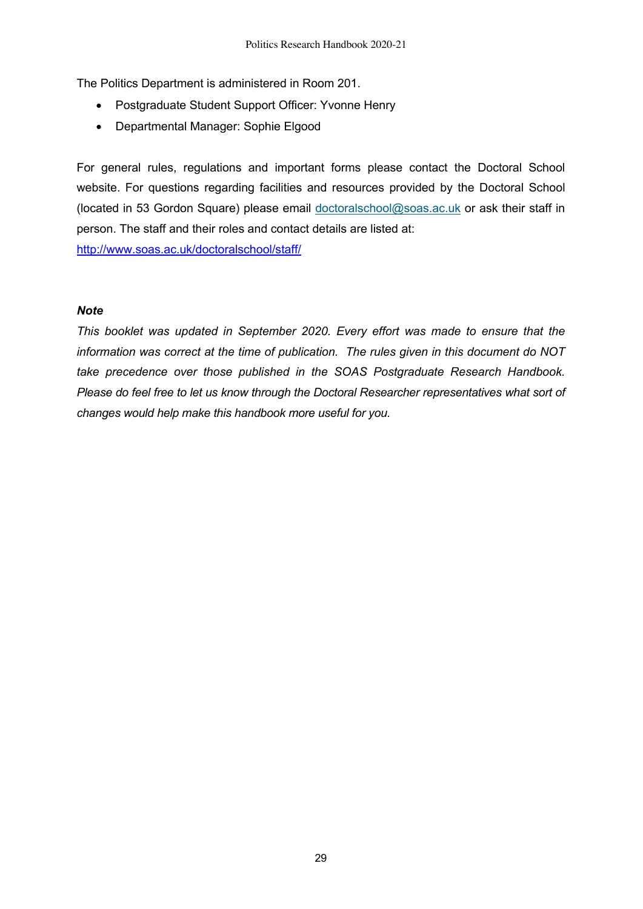The Politics Department is administered in Room 201.

- Postgraduate Student Support Officer: Yvonne Henry
- Departmental Manager: Sophie Elgood

For general rules, regulations and important forms please contact the Doctoral School website. For questions regarding facilities and resources provided by the Doctoral School (located in 53 Gordon Square) please email doctoralschool@soas.ac.uk or ask their staff in person. The staff and their roles and contact details are listed at:
http://www.soas.ac.uk/doctoralschool/staff/

***Note***

*This booklet was updated in September 2020. Every effort was made to ensure that the information was correct at the time of publication. The rules given in this document do NOT take precedence over those published in the SOAS Postgraduate Research Handbook. Please do feel free to let us know through the Doctoral Researcher representatives what sort of changes would help make this handbook more useful for you.*